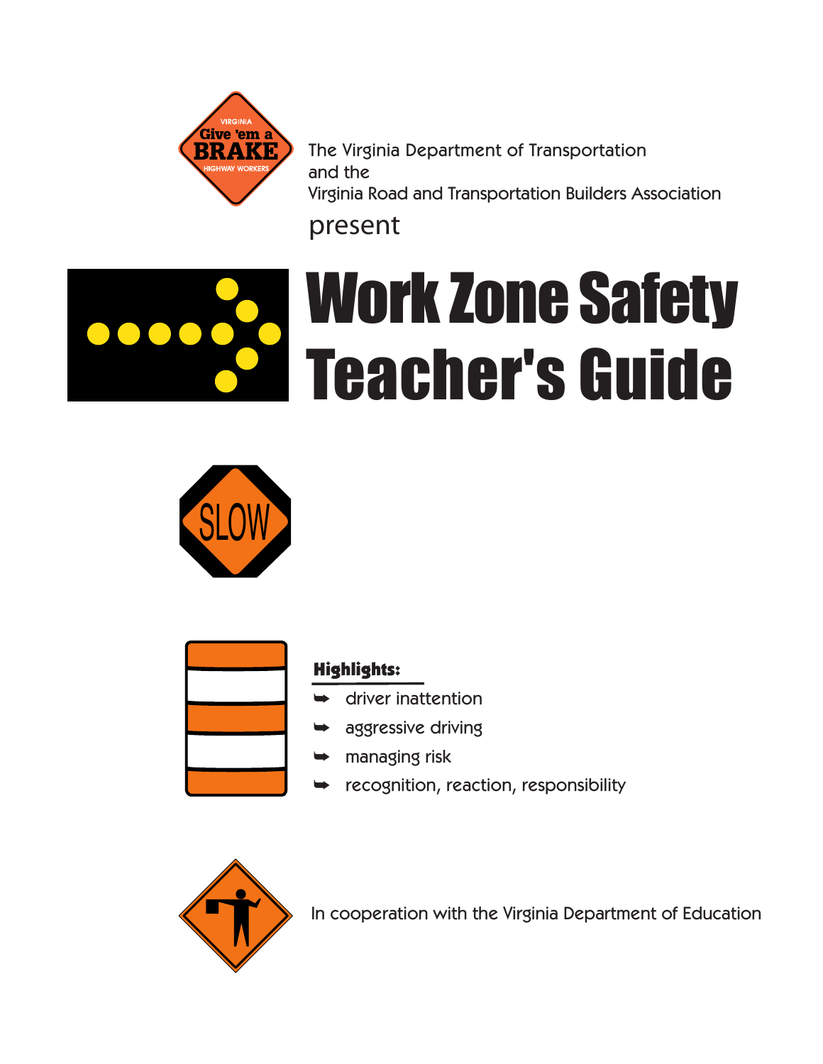VIRGINIA Give 'em a BRAKE HIGHWAY WORKERS

The Virginia Department of Transportation
and the
Virginia Road and Transportation Builders Association

present

# Work Zone Safety Teacher's Guide

SLOW

**Highlights:**

- driver inattention
- aggressive driving
- managing risk
- recognition, reaction, responsibility

In cooperation with the Virginia Department of Education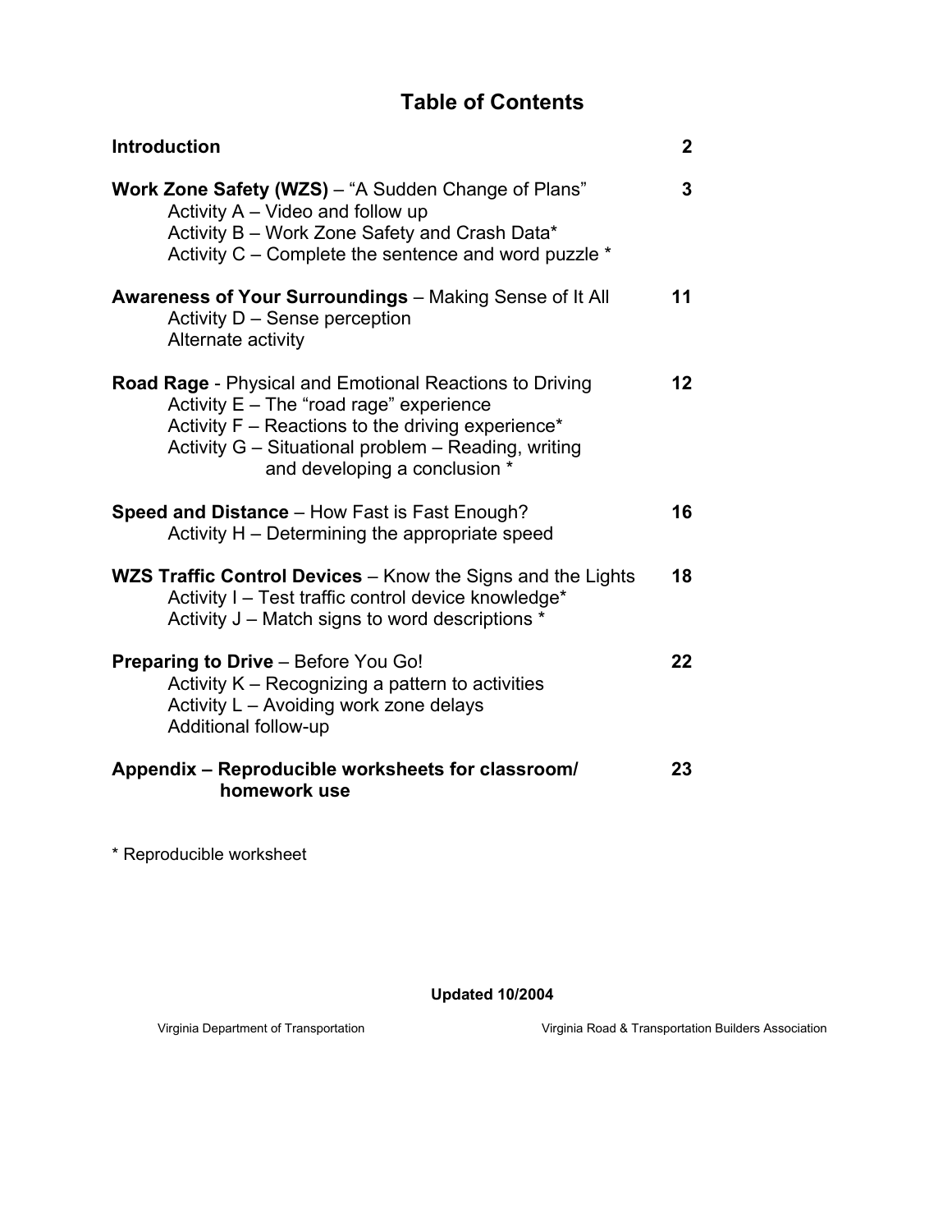# Table of Contents

| | |
|---|---|
| **Introduction** | **2** |
| **Work Zone Safety (WZS)** – "A Sudden Change of Plans"<br>Activity A – Video and follow up<br>Activity B – Work Zone Safety and Crash Data*<br>Activity C – Complete the sentence and word puzzle * | **3** |
| **Awareness of Your Surroundings** – Making Sense of It All<br>Activity D – Sense perception<br>Alternate activity | **11** |
| **Road Rage** - Physical and Emotional Reactions to Driving<br>Activity E – The "road rage" experience<br>Activity F – Reactions to the driving experience*<br>Activity G – Situational problem – Reading, writing and developing a conclusion * | **12** |
| **Speed and Distance** – How Fast is Fast Enough?<br>Activity H – Determining the appropriate speed | **16** |
| **WZS Traffic Control Devices** – Know the Signs and the Lights<br>Activity I – Test traffic control device knowledge*<br>Activity J – Match signs to word descriptions * | **18** |
| **Preparing to Drive** – Before You Go!<br>Activity K – Recognizing a pattern to activities<br>Activity L – Avoiding work zone delays<br>Additional follow-up | **22** |
| **Appendix – Reproducible worksheets for classroom/ homework use** | **23** |

* Reproducible worksheet

**Updated 10/2004**

Virginia Department of Transportation Virginia Road & Transportation Builders Association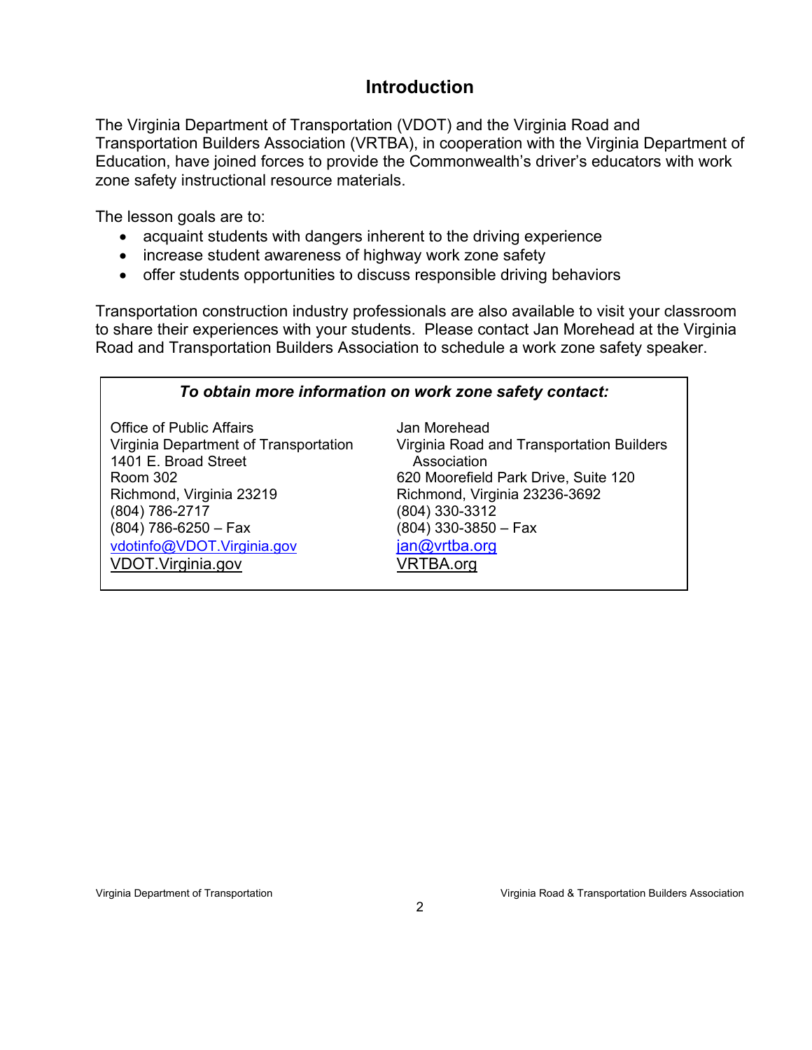# Introduction

The Virginia Department of Transportation (VDOT) and the Virginia Road and Transportation Builders Association (VRTBA), in cooperation with the Virginia Department of Education, have joined forces to provide the Commonwealth's driver's educators with work zone safety instructional resource materials.

The lesson goals are to:

- acquaint students with dangers inherent to the driving experience
- increase student awareness of highway work zone safety
- offer students opportunities to discuss responsible driving behaviors

Transportation construction industry professionals are also available to visit your classroom to share their experiences with your students. Please contact Jan Morehead at the Virginia Road and Transportation Builders Association to schedule a work zone safety speaker.

***To obtain more information on work zone safety contact:***

Office of Public Affairs
Virginia Department of Transportation
1401 E. Broad Street
Room 302
Richmond, Virginia 23219
(804) 786-2717
(804) 786-6250 – Fax
vdotinfo@VDOT.Virginia.gov
VDOT.Virginia.gov

Jan Morehead
Virginia Road and Transportation Builders Association
620 Moorefield Park Drive, Suite 120
Richmond, Virginia 23236-3692
(804) 330-3312
(804) 330-3850 – Fax
jan@vrtba.org
VRTBA.org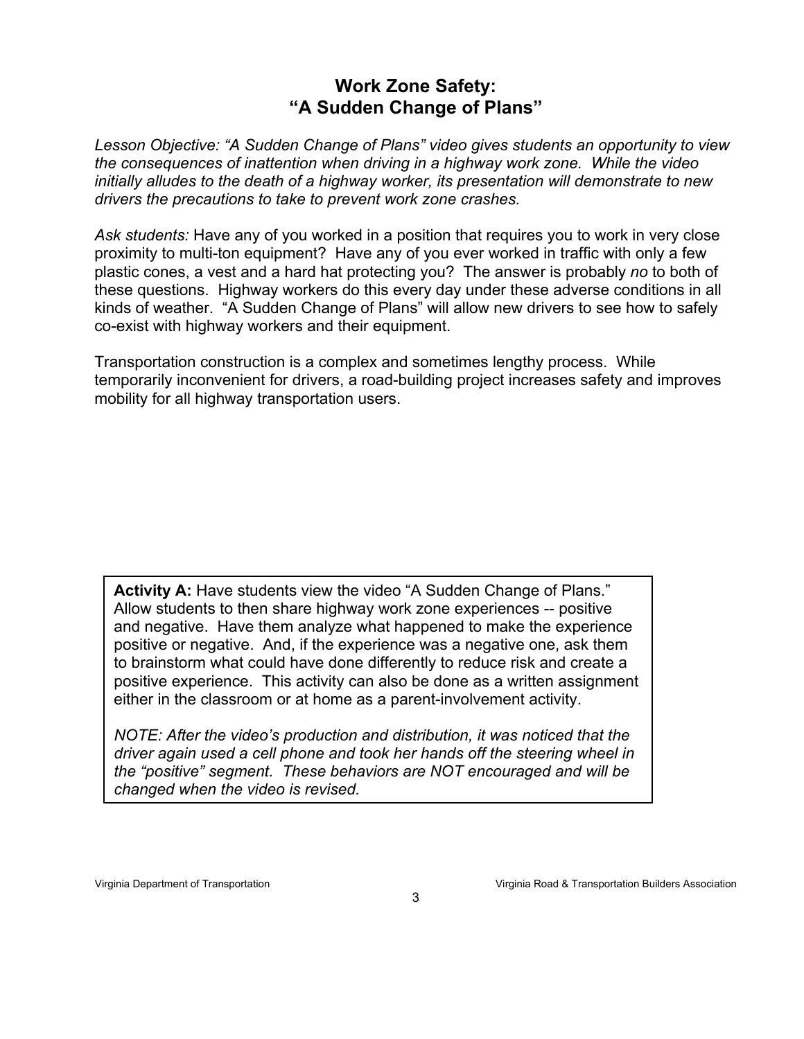## Work Zone Safety: "A Sudden Change of Plans"

*Lesson Objective: "A Sudden Change of Plans" video gives students an opportunity to view the consequences of inattention when driving in a highway work zone. While the video initially alludes to the death of a highway worker, its presentation will demonstrate to new drivers the precautions to take to prevent work zone crashes.*

*Ask students:* Have any of you worked in a position that requires you to work in very close proximity to multi-ton equipment? Have any of you ever worked in traffic with only a few plastic cones, a vest and a hard hat protecting you? The answer is probably *no* to both of these questions. Highway workers do this every day under these adverse conditions in all kinds of weather. "A Sudden Change of Plans" will allow new drivers to see how to safely co-exist with highway workers and their equipment.

Transportation construction is a complex and sometimes lengthy process. While temporarily inconvenient for drivers, a road-building project increases safety and improves mobility for all highway transportation users.

**Activity A:** Have students view the video "A Sudden Change of Plans." Allow students to then share highway work zone experiences -- positive and negative. Have them analyze what happened to make the experience positive or negative. And, if the experience was a negative one, ask them to brainstorm what could have done differently to reduce risk and create a positive experience. This activity can also be done as a written assignment either in the classroom or at home as a parent-involvement activity.

*NOTE: After the video's production and distribution, it was noticed that the driver again used a cell phone and took her hands off the steering wheel in the "positive" segment. These behaviors are NOT encouraged and will be changed when the video is revised.*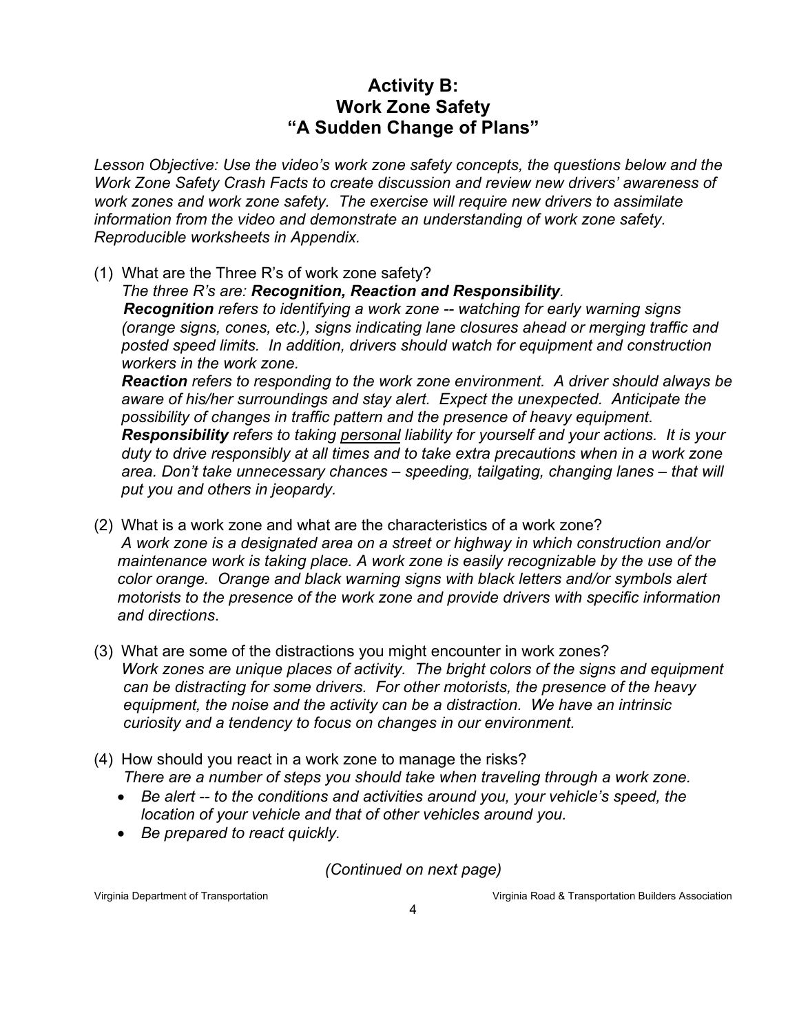## Activity B:
## Work Zone Safety
## "A Sudden Change of Plans"

*Lesson Objective: Use the video's work zone safety concepts, the questions below and the Work Zone Safety Crash Facts to create discussion and review new drivers' awareness of work zones and work zone safety. The exercise will require new drivers to assimilate information from the video and demonstrate an understanding of work zone safety. Reproducible worksheets in Appendix.*

(1) What are the Three R's of work zone safety?

*The three R's are: **Recognition, Reaction and Responsibility**.*

***Recognition** refers to identifying a work zone -- watching for early warning signs (orange signs, cones, etc.), signs indicating lane closures ahead or merging traffic and posted speed limits. In addition, drivers should watch for equipment and construction workers in the work zone.*

***Reaction** refers to responding to the work zone environment. A driver should always be aware of his/her surroundings and stay alert. Expect the unexpected. Anticipate the possibility of changes in traffic pattern and the presence of heavy equipment.*

***Responsibility** refers to taking <u>personal</u> liability for yourself and your actions. It is your duty to drive responsibly at all times and to take extra precautions when in a work zone area. Don't take unnecessary chances – speeding, tailgating, changing lanes – that will put you and others in jeopardy.*

(2) What is a work zone and what are the characteristics of a work zone?

*A work zone is a designated area on a street or highway in which construction and/or maintenance work is taking place. A work zone is easily recognizable by the use of the color orange. Orange and black warning signs with black letters and/or symbols alert motorists to the presence of the work zone and provide drivers with specific information and directions*.

(3) What are some of the distractions you might encounter in work zones?

*Work zones are unique places of activity. The bright colors of the signs and equipment can be distracting for some drivers. For other motorists, the presence of the heavy equipment, the noise and the activity can be a distraction. We have an intrinsic curiosity and a tendency to focus on changes in our environment.*

(4) How should you react in a work zone to manage the risks?

*There are a number of steps you should take when traveling through a work zone.*

- *Be alert -- to the conditions and activities around you, your vehicle's speed, the location of your vehicle and that of other vehicles around you.*
- *Be prepared to react quickly.*

*(Continued on next page)*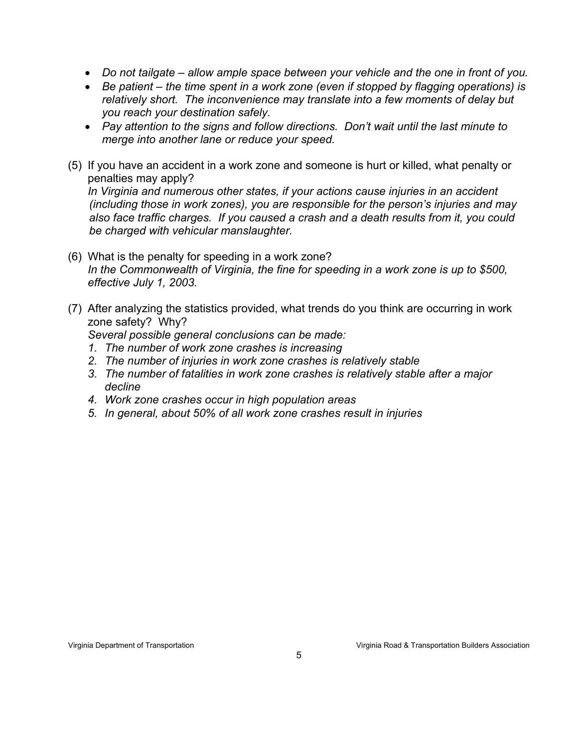- *Do not tailgate – allow ample space between your vehicle and the one in front of you.*
- *Be patient – the time spent in a work zone (even if stopped by flagging operations) is relatively short. The inconvenience may translate into a few moments of delay but you reach your destination safely.*
- *Pay attention to the signs and follow directions. Don't wait until the last minute to merge into another lane or reduce your speed.*

(5) If you have an accident in a work zone and someone is hurt or killed, what penalty or penalties may apply?
*In Virginia and numerous other states, if your actions cause injuries in an accident (including those in work zones), you are responsible for the person's injuries and may also face traffic charges. If you caused a crash and a death results from it, you could be charged with vehicular manslaughter.*

(6) What is the penalty for speeding in a work zone?
*In the Commonwealth of Virginia, the fine for speeding in a work zone is up to $500, effective July 1, 2003.*

(7) After analyzing the statistics provided, what trends do you think are occurring in work zone safety? Why?
*Several possible general conclusions can be made:*
1. *The number of work zone crashes is increasing*
2. *The number of injuries in work zone crashes is relatively stable*
3. *The number of fatalities in work zone crashes is relatively stable after a major decline*
4. *Work zone crashes occur in high population areas*
5. *In general, about 50% of all work zone crashes result in injuries*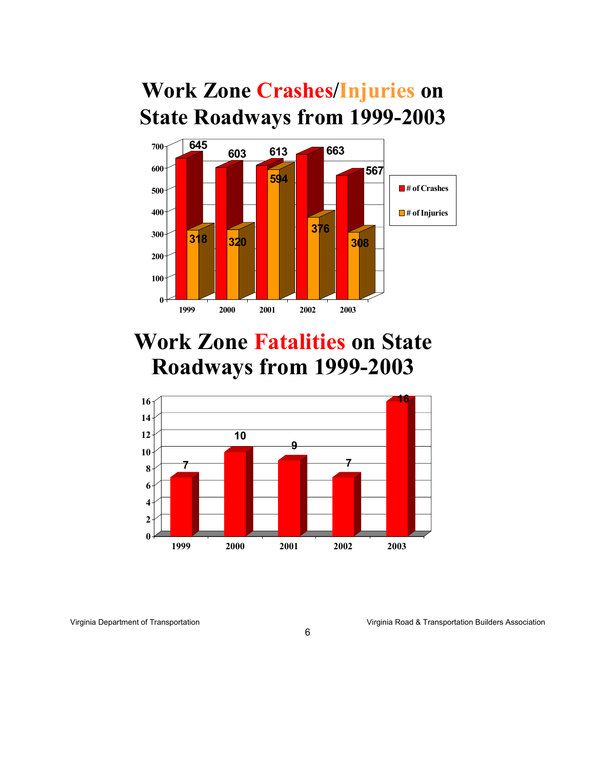# Work Zone Crashes/Injuries on State Roadways from 1999-2003

| Year | # of Crashes | # of Injuries |
|---|---|---|
| 1999 | 645 | 318 |
| 2000 | 603 | 320 |
| 2001 | 613 | 594 |
| 2002 | 663 | 376 |
| 2003 | 567 | 308 |

# Work Zone Fatalities on State Roadways from 1999-2003

| Year | Fatalities |
|---|---|
| 1999 | 7 |
| 2000 | 10 |
| 2001 | 9 |
| 2002 | 7 |
| 2003 | 16 |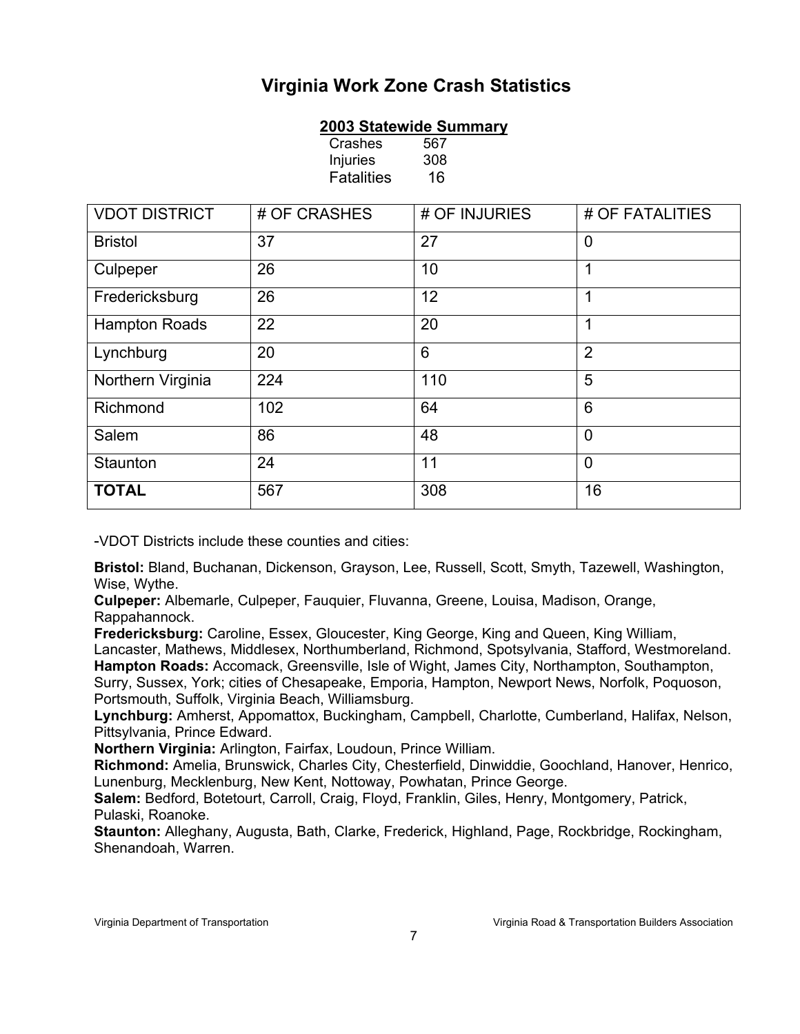# Virginia Work Zone Crash Statistics

**2003 Statewide Summary**

| | |
|---|---|
| Crashes | 567 |
| Injuries | 308 |
| Fatalities | 16 |

| VDOT DISTRICT | # OF CRASHES | # OF INJURIES | # OF FATALITIES |
|---|---|---|---|
| Bristol | 37 | 27 | 0 |
| Culpeper | 26 | 10 | 1 |
| Fredericksburg | 26 | 12 | 1 |
| Hampton Roads | 22 | 20 | 1 |
| Lynchburg | 20 | 6 | 2 |
| Northern Virginia | 224 | 110 | 5 |
| Richmond | 102 | 64 | 6 |
| Salem | 86 | 48 | 0 |
| Staunton | 24 | 11 | 0 |
| **TOTAL** | 567 | 308 | 16 |

-VDOT Districts include these counties and cities:

**Bristol:** Bland, Buchanan, Dickenson, Grayson, Lee, Russell, Scott, Smyth, Tazewell, Washington, Wise, Wythe.
**Culpeper:** Albemarle, Culpeper, Fauquier, Fluvanna, Greene, Louisa, Madison, Orange, Rappahannock.
**Fredericksburg:** Caroline, Essex, Gloucester, King George, King and Queen, King William, Lancaster, Mathews, Middlesex, Northumberland, Richmond, Spotsylvania, Stafford, Westmoreland.
**Hampton Roads:** Accomack, Greensville, Isle of Wight, James City, Northampton, Southampton, Surry, Sussex, York; cities of Chesapeake, Emporia, Hampton, Newport News, Norfolk, Poquoson, Portsmouth, Suffolk, Virginia Beach, Williamsburg.
**Lynchburg:** Amherst, Appomattox, Buckingham, Campbell, Charlotte, Cumberland, Halifax, Nelson, Pittsylvania, Prince Edward.
**Northern Virginia:** Arlington, Fairfax, Loudoun, Prince William.
**Richmond:** Amelia, Brunswick, Charles City, Chesterfield, Dinwiddie, Goochland, Hanover, Henrico, Lunenburg, Mecklenburg, New Kent, Nottoway, Powhatan, Prince George.
**Salem:** Bedford, Botetourt, Carroll, Craig, Floyd, Franklin, Giles, Henry, Montgomery, Patrick, Pulaski, Roanoke.
**Staunton:** Alleghany, Augusta, Bath, Clarke, Frederick, Highland, Page, Rockbridge, Rockingham, Shenandoah, Warren.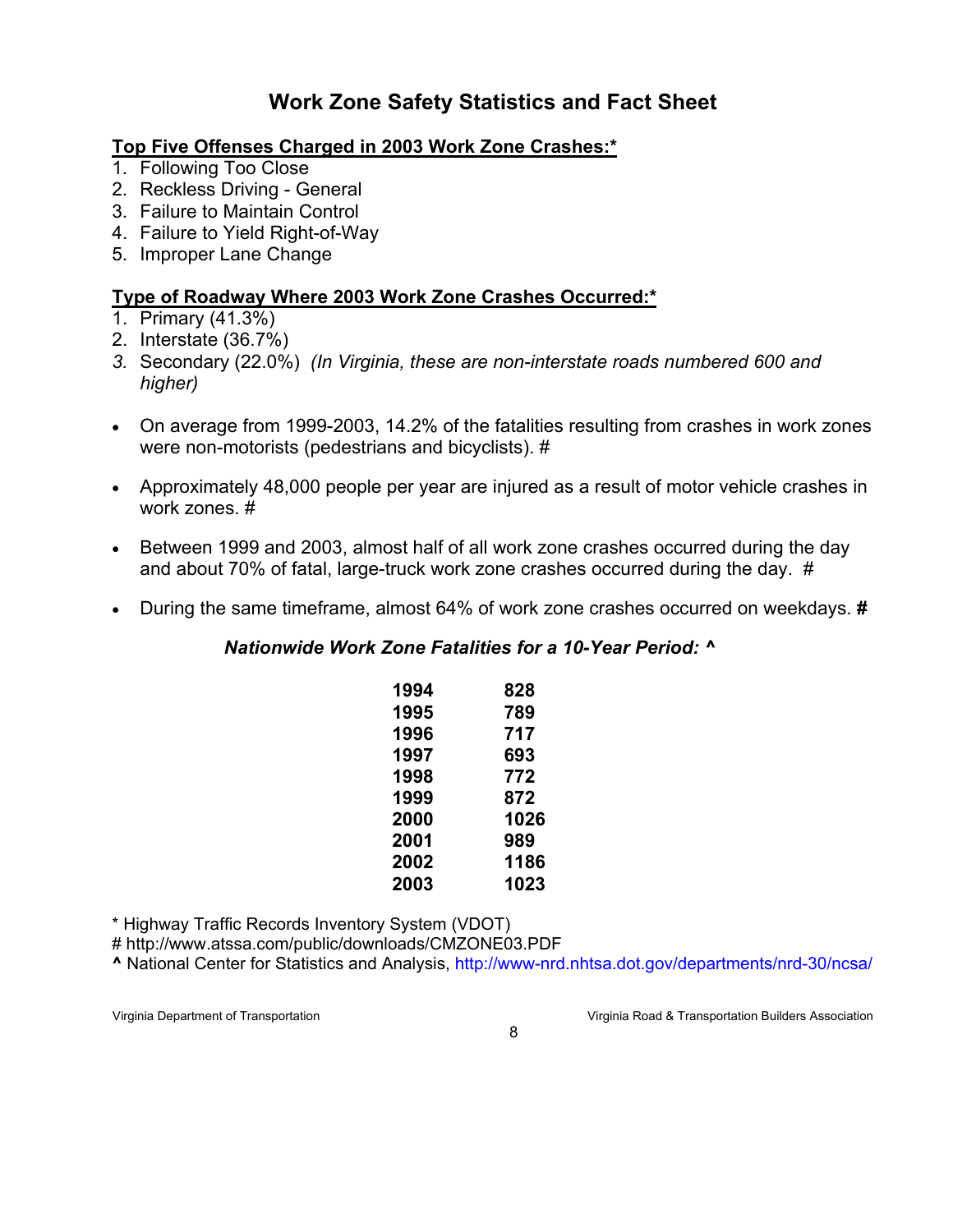# Work Zone Safety Statistics and Fact Sheet

**Top Five Offenses Charged in 2003 Work Zone Crashes:***

1. Following Too Close
2. Reckless Driving - General
3. Failure to Maintain Control
4. Failure to Yield Right-of-Way
5. Improper Lane Change

**Type of Roadway Where 2003 Work Zone Crashes Occurred:***

1. Primary (41.3%)
2. Interstate (36.7%)
3. Secondary (22.0%) *(In Virginia, these are non-interstate roads numbered 600 and higher)*

- On average from 1999-2003, 14.2% of the fatalities resulting from crashes in work zones were non-motorists (pedestrians and bicyclists). #
- Approximately 48,000 people per year are injured as a result of motor vehicle crashes in work zones. #
- Between 1999 and 2003, almost half of all work zone crashes occurred during the day and about 70% of fatal, large-truck work zone crashes occurred during the day. #
- During the same timeframe, almost 64% of work zone crashes occurred on weekdays. **#**

***Nationwide Work Zone Fatalities for a 10-Year Period: ^***

| Year | Fatalities |
|---|---|
| **1994** | **828** |
| **1995** | **789** |
| **1996** | **717** |
| **1997** | **693** |
| **1998** | **772** |
| **1999** | **872** |
| **2000** | **1026** |
| **2001** | **989** |
| **2002** | **1186** |
| **2003** | **1023** |

* Highway Traffic Records Inventory System (VDOT)
# http://www.atssa.com/public/downloads/CMZONE03.PDF
**^** National Center for Statistics and Analysis, http://www-nrd.nhtsa.dot.gov/departments/nrd-30/ncsa/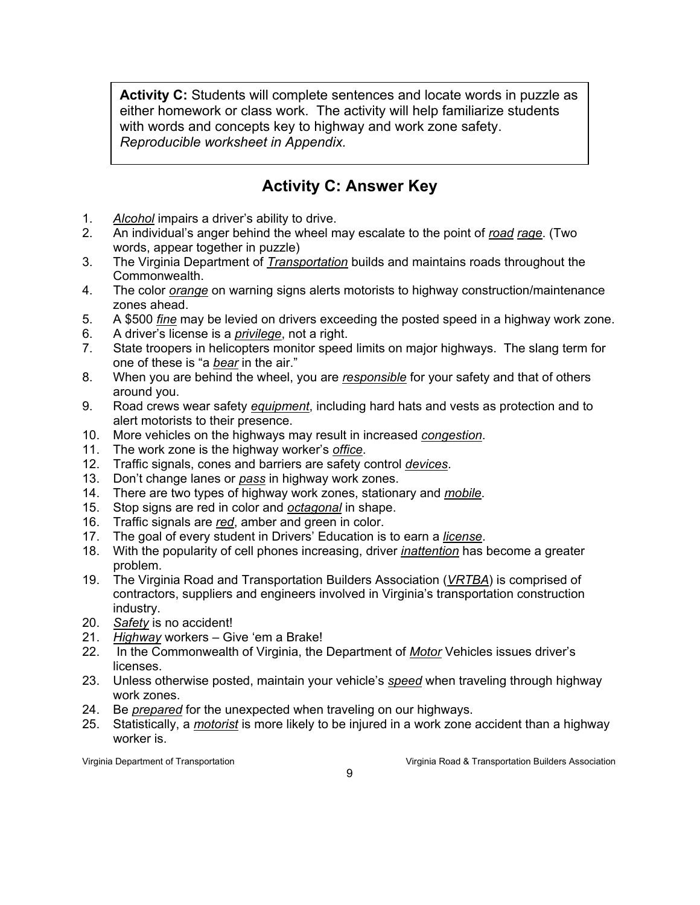**Activity C:** Students will complete sentences and locate words in puzzle as either homework or class work. The activity will help familiarize students with words and concepts key to highway and work zone safety. *Reproducible worksheet in Appendix.*

## Activity C: Answer Key

1. *Alcohol* impairs a driver's ability to drive.
2. An individual's anger behind the wheel may escalate to the point of *road* *rage*. (Two words, appear together in puzzle)
3. The Virginia Department of *Transportation* builds and maintains roads throughout the Commonwealth.
4. The color *orange* on warning signs alerts motorists to highway construction/maintenance zones ahead.
5. A $500 *fine* may be levied on drivers exceeding the posted speed in a highway work zone.
6. A driver's license is a *privilege*, not a right.
7. State troopers in helicopters monitor speed limits on major highways. The slang term for one of these is "a *bear* in the air."
8. When you are behind the wheel, you are *responsible* for your safety and that of others around you.
9. Road crews wear safety *equipment*, including hard hats and vests as protection and to alert motorists to their presence.
10. More vehicles on the highways may result in increased *congestion*.
11. The work zone is the highway worker's *office*.
12. Traffic signals, cones and barriers are safety control *devices*.
13. Don't change lanes or *pass* in highway work zones.
14. There are two types of highway work zones, stationary and *mobile*.
15. Stop signs are red in color and *octagonal* in shape.
16. Traffic signals are *red*, amber and green in color.
17. The goal of every student in Drivers' Education is to earn a *license*.
18. With the popularity of cell phones increasing, driver *inattention* has become a greater problem.
19. The Virginia Road and Transportation Builders Association (*VRTBA*) is comprised of contractors, suppliers and engineers involved in Virginia's transportation construction industry.
20. *Safety* is no accident!
21. *Highway* workers – Give 'em a Brake!
22. In the Commonwealth of Virginia, the Department of *Motor* Vehicles issues driver's licenses.
23. Unless otherwise posted, maintain your vehicle's *speed* when traveling through highway work zones.
24. Be *prepared* for the unexpected when traveling on our highways.
25. Statistically, a *motorist* is more likely to be injured in a work zone accident than a highway worker is.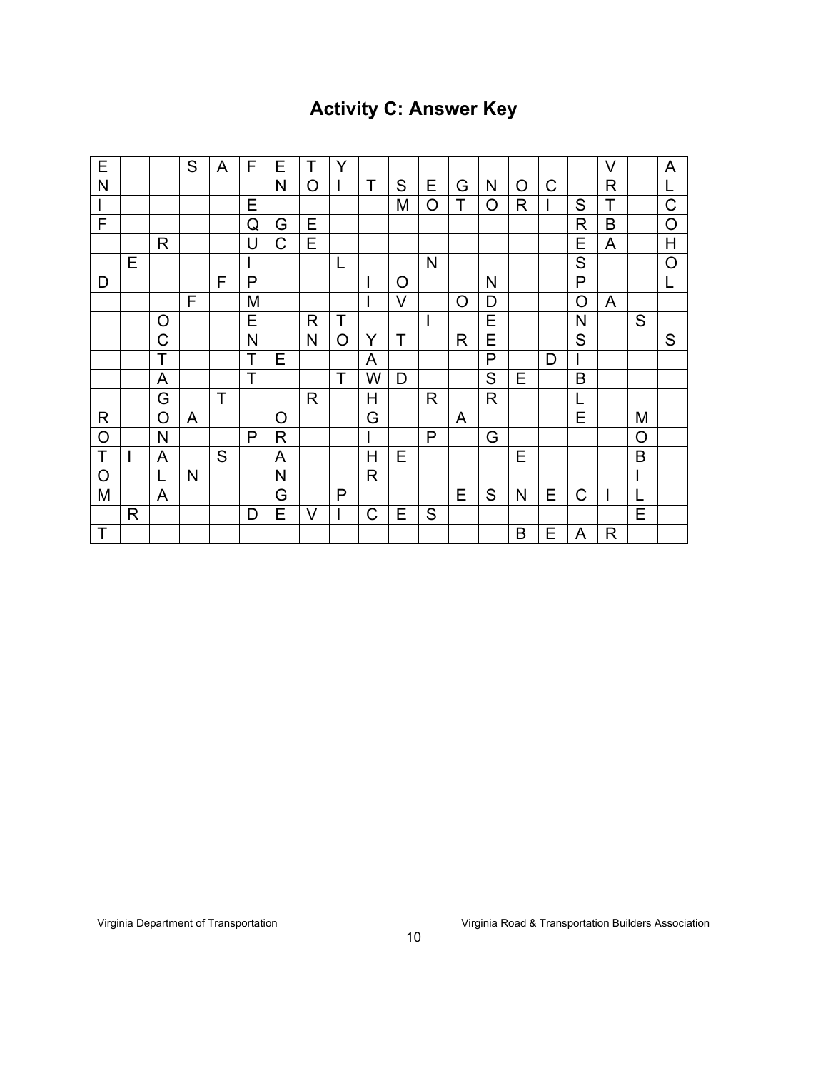# Activity C: Answer Key

| E | | | S | A | F | E | T | Y | | | | | | | | | V | | A |
|---|---|---|---|---|---|---|---|---|---|---|---|---|---|---|---|---|---|---|---|
| N | | | | | | N | O | I | T | S | E | G | N | O | C | | R | | L |
| I | | | | | E | | | | | M | O | T | O | R | I | S | T | | C |
| F | | | | | Q | G | E | | | | | | | | | R | B | | O |
| | | R | | | U | C | E | | | | | | | | | E | A | | H |
| | E | | | | I | | | L | | | N | | | | | S | | | O |
| D | | | | F | P | | | | I | O | | | N | | | P | | | L |
| | | | F | | M | | | | I | V | | O | D | | | O | A | | |
| | | O | | | E | | R | T | | | I | | E | | | N | | S | |
| | | C | | | N | | N | O | Y | T | | R | E | | | S | | | S |
| | | T | | | T | E | | | A | | | | P | | D | I | | | |
| | | A | | | T | | | T | W | D | | | S | E | | B | | | |
| | | G | | T | | | R | | H | | R | | R | | | L | | | |
| R | | O | A | | | O | | | G | | | A | | | | E | | M | |
| O | | N | | | P | R | | | I | | P | | G | | | | | O | |
| T | I | A | | S | | A | | | H | E | | | | E | | | | B | |
| O | | L | N | | | N | | | R | | | | | | | | | I | |
| M | | A | | | | G | | P | | | | E | S | N | E | C | I | L | |
| | R | | | | D | E | V | I | C | E | S | | | | | | | E | |
| T | | | | | | | | | | | | | | B | E | A | R | | |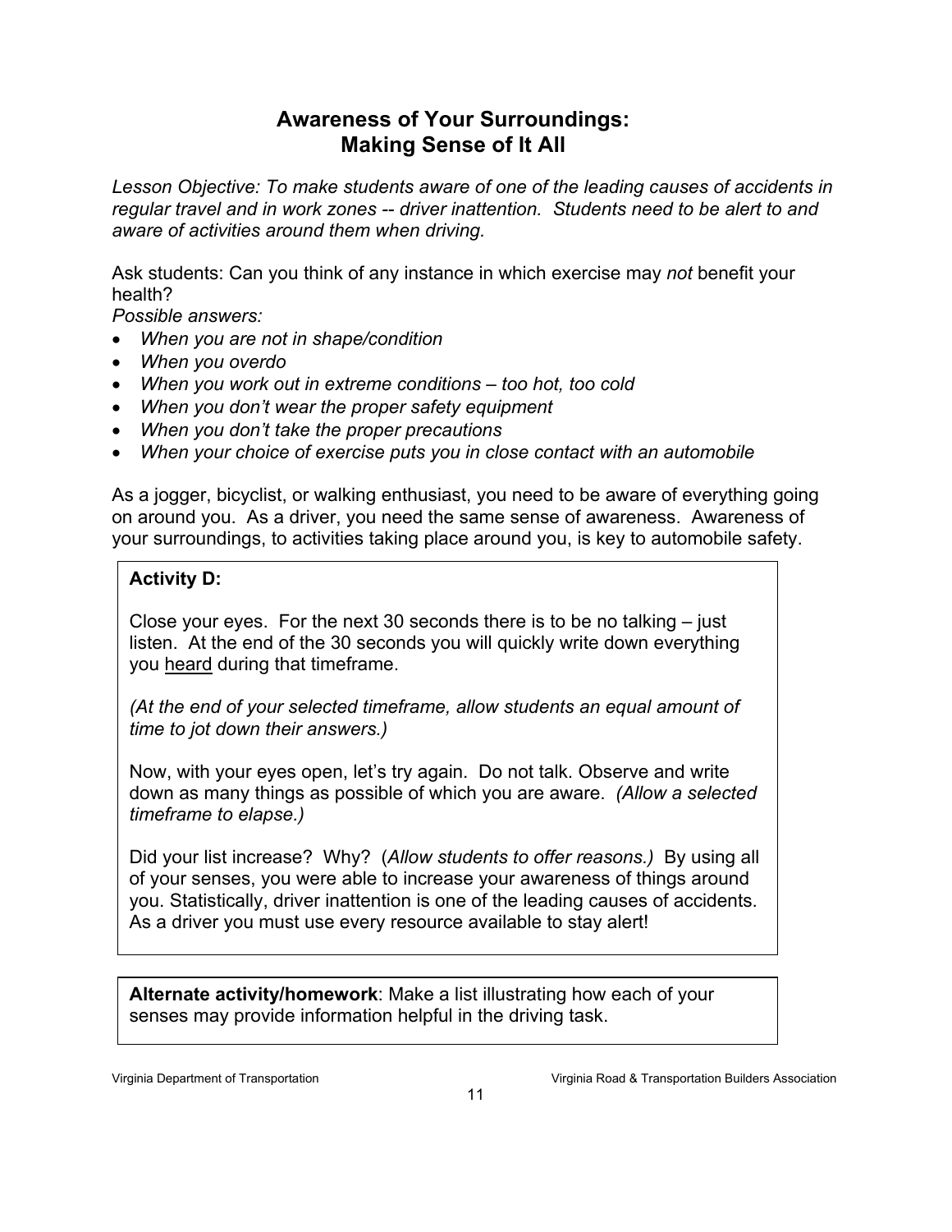# Awareness of Your Surroundings: Making Sense of It All

*Lesson Objective: To make students aware of one of the leading causes of accidents in regular travel and in work zones -- driver inattention. Students need to be alert to and aware of activities around them when driving.*

Ask students: Can you think of any instance in which exercise may *not* benefit your health?

*Possible answers:*

- *When you are not in shape/condition*
- *When you overdo*
- *When you work out in extreme conditions – too hot, too cold*
- *When you don't wear the proper safety equipment*
- *When you don't take the proper precautions*
- *When your choice of exercise puts you in close contact with an automobile*

As a jogger, bicyclist, or walking enthusiast, you need to be aware of everything going on around you. As a driver, you need the same sense of awareness. Awareness of your surroundings, to activities taking place around you, is key to automobile safety.

**Activity D:**

Close your eyes. For the next 30 seconds there is to be no talking – just listen. At the end of the 30 seconds you will quickly write down everything you <u>heard</u> during that timeframe.

*(At the end of your selected timeframe, allow students an equal amount of time to jot down their answers.)*

Now, with your eyes open, let's try again. Do not talk. Observe and write down as many things as possible of which you are aware. *(Allow a selected timeframe to elapse.)*

Did your list increase? Why? (*Allow students to offer reasons.)* By using all of your senses, you were able to increase your awareness of things around you. Statistically, driver inattention is one of the leading causes of accidents. As a driver you must use every resource available to stay alert!

**Alternate activity/homework**: Make a list illustrating how each of your senses may provide information helpful in the driving task.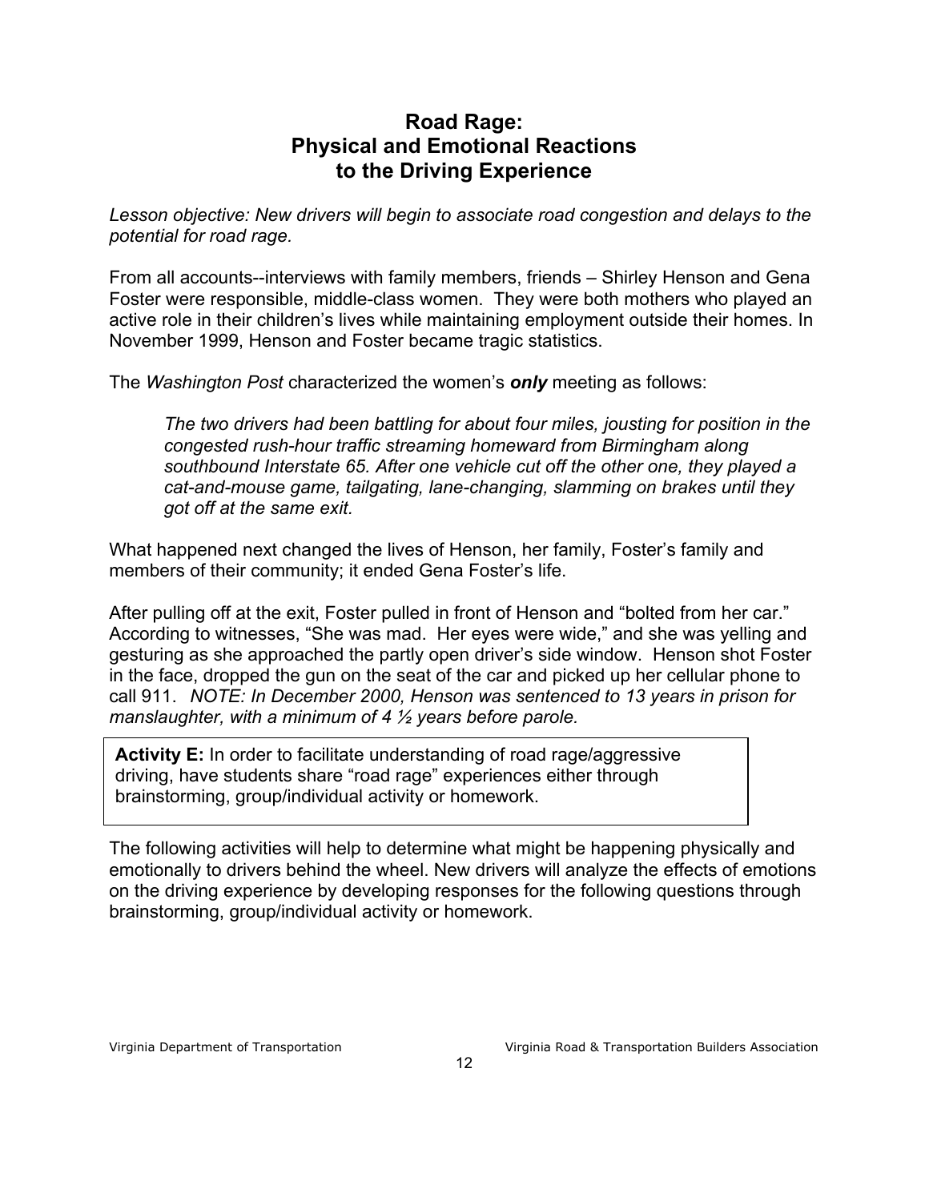## Road Rage: Physical and Emotional Reactions to the Driving Experience

*Lesson objective: New drivers will begin to associate road congestion and delays to the potential for road rage.*

From all accounts--interviews with family members, friends – Shirley Henson and Gena Foster were responsible, middle-class women. They were both mothers who played an active role in their children's lives while maintaining employment outside their homes. In November 1999, Henson and Foster became tragic statistics.

The *Washington Post* characterized the women's ***only*** meeting as follows:

> *The two drivers had been battling for about four miles, jousting for position in the congested rush-hour traffic streaming homeward from Birmingham along southbound Interstate 65. After one vehicle cut off the other one, they played a cat-and-mouse game, tailgating, lane-changing, slamming on brakes until they got off at the same exit.*

What happened next changed the lives of Henson, her family, Foster's family and members of their community; it ended Gena Foster's life.

After pulling off at the exit, Foster pulled in front of Henson and "bolted from her car." According to witnesses, "She was mad. Her eyes were wide," and she was yelling and gesturing as she approached the partly open driver's side window. Henson shot Foster in the face, dropped the gun on the seat of the car and picked up her cellular phone to call 911. *NOTE: In December 2000, Henson was sentenced to 13 years in prison for manslaughter, with a minimum of 4 ½ years before parole.*

**Activity E:** In order to facilitate understanding of road rage/aggressive driving, have students share "road rage" experiences either through brainstorming, group/individual activity or homework.

The following activities will help to determine what might be happening physically and emotionally to drivers behind the wheel. New drivers will analyze the effects of emotions on the driving experience by developing responses for the following questions through brainstorming, group/individual activity or homework.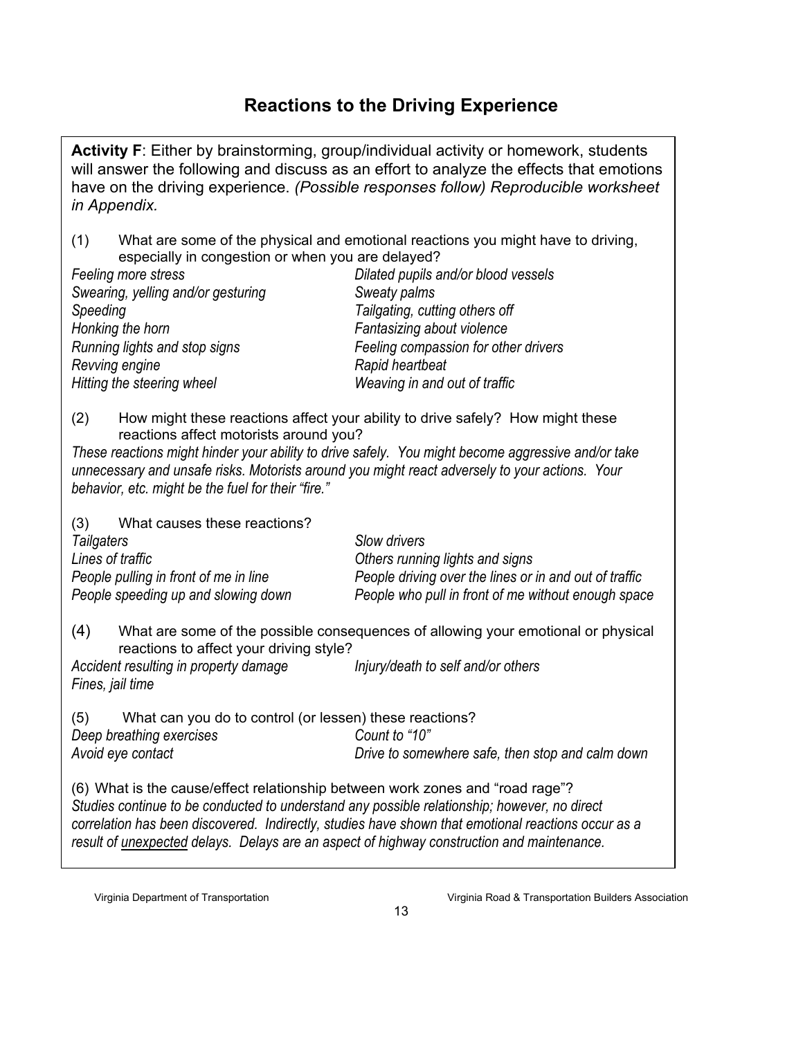## Reactions to the Driving Experience

**Activity F**: Either by brainstorming, group/individual activity or homework, students will answer the following and discuss as an effort to analyze the effects that emotions have on the driving experience. *(Possible responses follow) Reproducible worksheet in Appendix.*

(1) What are some of the physical and emotional reactions you might have to driving, especially in congestion or when you are delayed?

*Feeling more stress*
*Swearing, yelling and/or gesturing*
*Speeding*
*Honking the horn*
*Running lights and stop signs*
*Revving engine*
*Hitting the steering wheel*
*Dilated pupils and/or blood vessels*
*Sweaty palms*
*Tailgating, cutting others off*
*Fantasizing about violence*
*Feeling compassion for other drivers*
*Rapid heartbeat*
*Weaving in and out of traffic*

(2) How might these reactions affect your ability to drive safely? How might these reactions affect motorists around you?

*These reactions might hinder your ability to drive safely. You might become aggressive and/or take unnecessary and unsafe risks. Motorists around you might react adversely to your actions. Your behavior, etc. might be the fuel for their "fire."*

(3) What causes these reactions?

*Tailgaters*
*Lines of traffic*
*People pulling in front of me in line*
*People speeding up and slowing down*
*Slow drivers*
*Others running lights and signs*
*People driving over the lines or in and out of traffic*
*People who pull in front of me without enough space*

(4) What are some of the possible consequences of allowing your emotional or physical reactions to affect your driving style?

*Accident resulting in property damage*
*Fines, jail time*
*Injury/death to self and/or others*

(5) What can you do to control (or lessen) these reactions?

*Deep breathing exercises*
*Avoid eye contact*
*Count to "10"*
*Drive to somewhere safe, then stop and calm down*

(6) What is the cause/effect relationship between work zones and "road rage"?

*Studies continue to be conducted to understand any possible relationship; however, no direct correlation has been discovered. Indirectly, studies have shown that emotional reactions occur as a result of unexpected delays. Delays are an aspect of highway construction and maintenance.*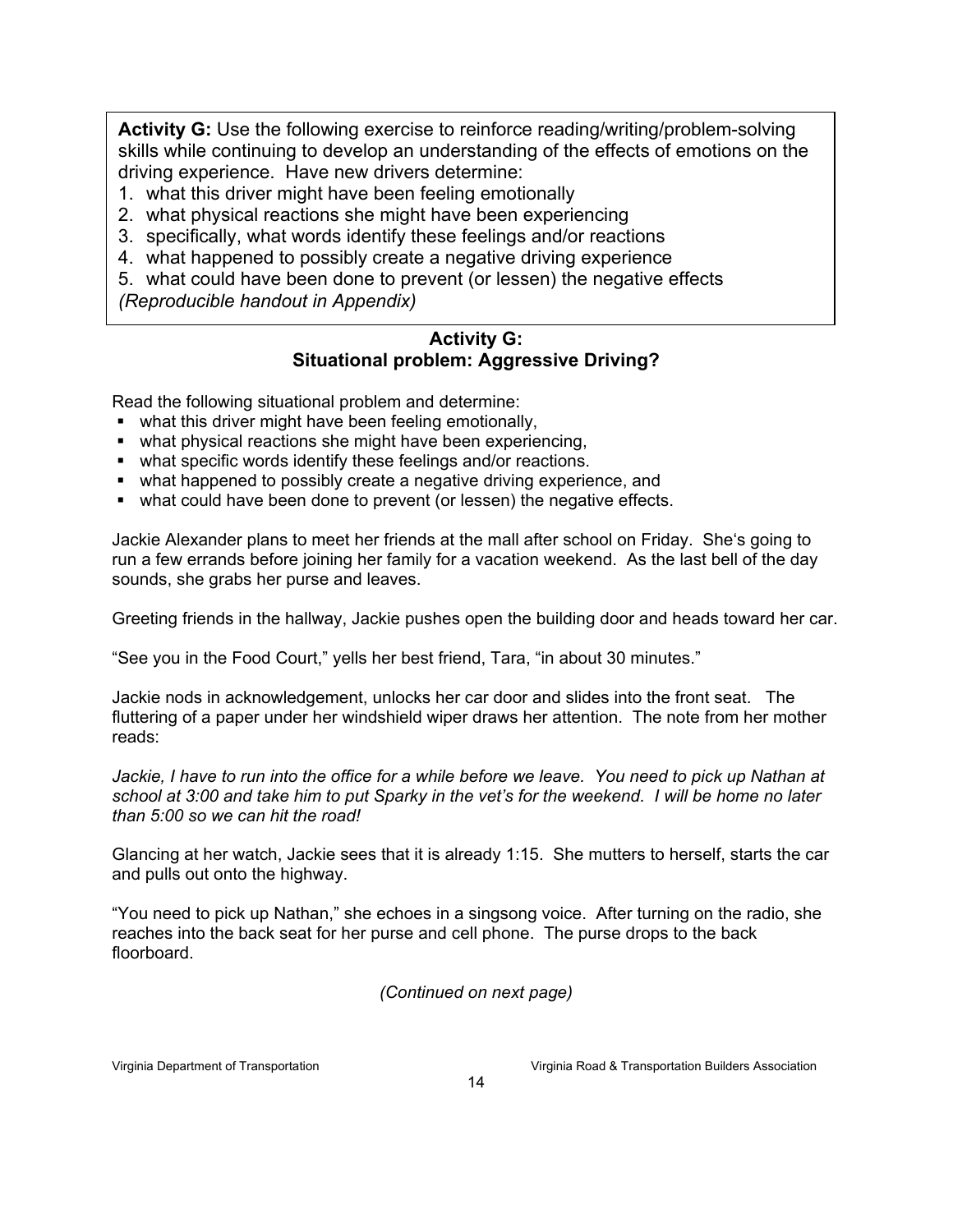**Activity G:** Use the following exercise to reinforce reading/writing/problem-solving skills while continuing to develop an understanding of the effects of emotions on the driving experience. Have new drivers determine:

1. what this driver might have been feeling emotionally
2. what physical reactions she might have been experiencing
3. specifically, what words identify these feelings and/or reactions
4. what happened to possibly create a negative driving experience
5. what could have been done to prevent (or lessen) the negative effects

*(Reproducible handout in Appendix)*

## Activity G: Situational problem: Aggressive Driving?

Read the following situational problem and determine:

- what this driver might have been feeling emotionally,
- what physical reactions she might have been experiencing,
- what specific words identify these feelings and/or reactions.
- what happened to possibly create a negative driving experience, and
- what could have been done to prevent (or lessen) the negative effects.

Jackie Alexander plans to meet her friends at the mall after school on Friday. She's going to run a few errands before joining her family for a vacation weekend. As the last bell of the day sounds, she grabs her purse and leaves.

Greeting friends in the hallway, Jackie pushes open the building door and heads toward her car.

"See you in the Food Court," yells her best friend, Tara, "in about 30 minutes."

Jackie nods in acknowledgement, unlocks her car door and slides into the front seat. The fluttering of a paper under her windshield wiper draws her attention. The note from her mother reads:

*Jackie, I have to run into the office for a while before we leave. You need to pick up Nathan at school at 3:00 and take him to put Sparky in the vet's for the weekend. I will be home no later than 5:00 so we can hit the road!*

Glancing at her watch, Jackie sees that it is already 1:15. She mutters to herself, starts the car and pulls out onto the highway.

"You need to pick up Nathan," she echoes in a singsong voice. After turning on the radio, she reaches into the back seat for her purse and cell phone. The purse drops to the back floorboard.

*(Continued on next page)*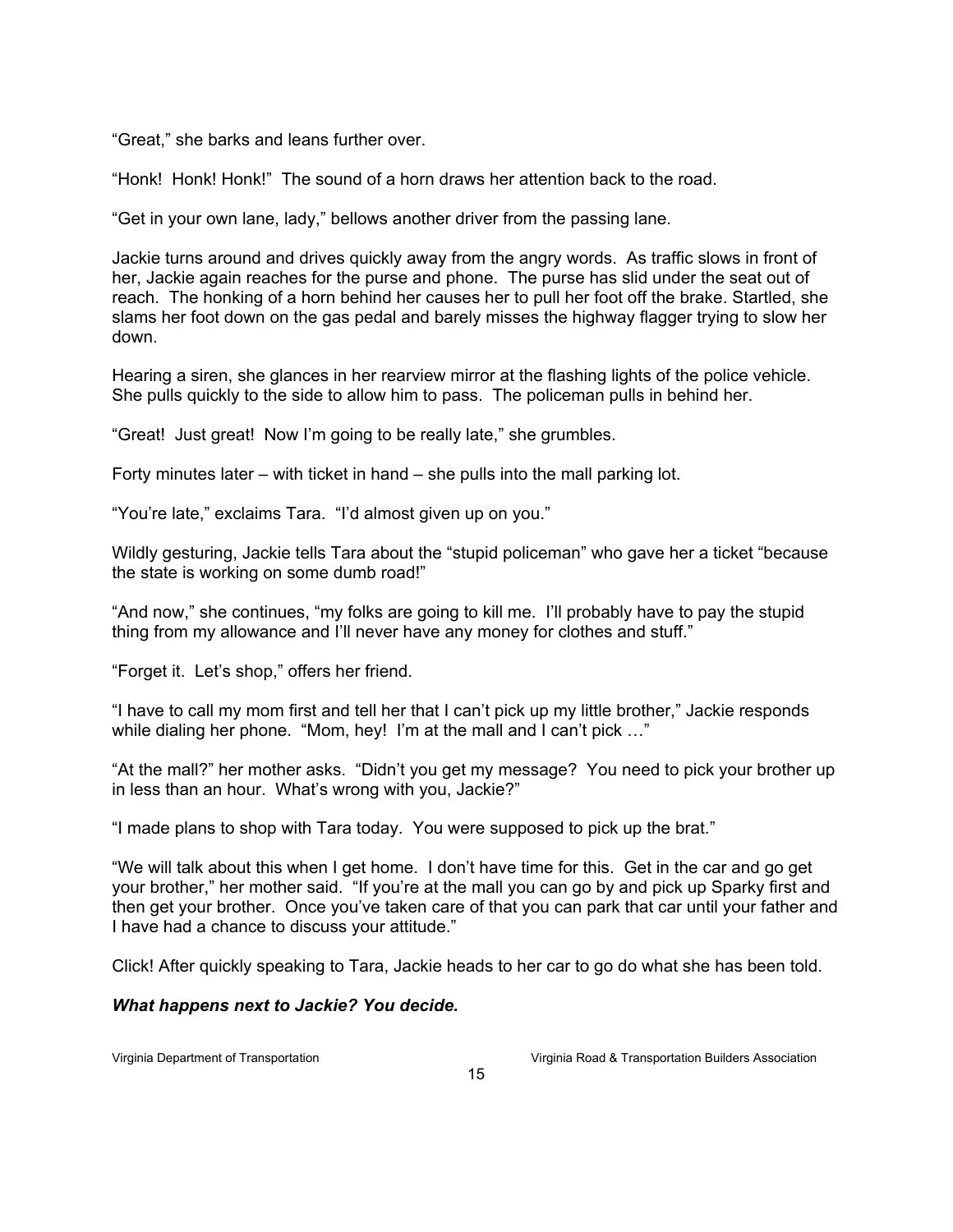"Great," she barks and leans further over.

"Honk! Honk! Honk!" The sound of a horn draws her attention back to the road.

"Get in your own lane, lady," bellows another driver from the passing lane.

Jackie turns around and drives quickly away from the angry words. As traffic slows in front of her, Jackie again reaches for the purse and phone. The purse has slid under the seat out of reach. The honking of a horn behind her causes her to pull her foot off the brake. Startled, she slams her foot down on the gas pedal and barely misses the highway flagger trying to slow her down.

Hearing a siren, she glances in her rearview mirror at the flashing lights of the police vehicle. She pulls quickly to the side to allow him to pass. The policeman pulls in behind her.

"Great! Just great! Now I'm going to be really late," she grumbles.

Forty minutes later – with ticket in hand – she pulls into the mall parking lot.

"You're late," exclaims Tara. "I'd almost given up on you."

Wildly gesturing, Jackie tells Tara about the "stupid policeman" who gave her a ticket "because the state is working on some dumb road!"

"And now," she continues, "my folks are going to kill me. I'll probably have to pay the stupid thing from my allowance and I'll never have any money for clothes and stuff."

"Forget it. Let's shop," offers her friend.

"I have to call my mom first and tell her that I can't pick up my little brother," Jackie responds while dialing her phone. "Mom, hey! I'm at the mall and I can't pick …"

"At the mall?" her mother asks. "Didn't you get my message? You need to pick your brother up in less than an hour. What's wrong with you, Jackie?"

"I made plans to shop with Tara today. You were supposed to pick up the brat."

"We will talk about this when I get home. I don't have time for this. Get in the car and go get your brother," her mother said. "If you're at the mall you can go by and pick up Sparky first and then get your brother. Once you've taken care of that you can park that car until your father and I have had a chance to discuss your attitude."

Click! After quickly speaking to Tara, Jackie heads to her car to go do what she has been told.

***What happens next to Jackie? You decide.***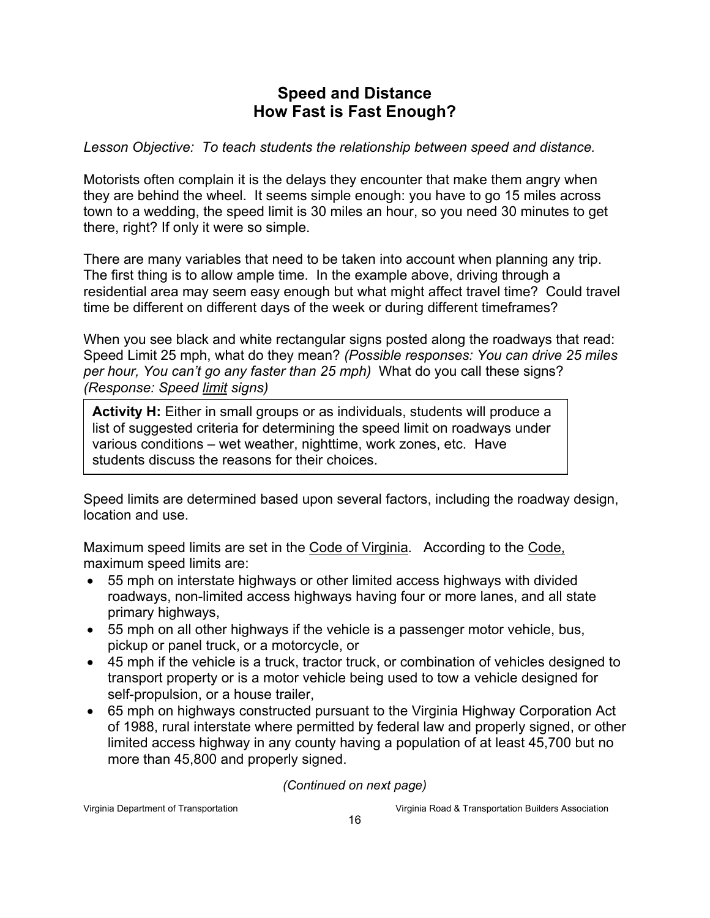# Speed and Distance
## How Fast is Fast Enough?

*Lesson Objective: To teach students the relationship between speed and distance.*

Motorists often complain it is the delays they encounter that make them angry when they are behind the wheel. It seems simple enough: you have to go 15 miles across town to a wedding, the speed limit is 30 miles an hour, so you need 30 minutes to get there, right? If only it were so simple.

There are many variables that need to be taken into account when planning any trip. The first thing is to allow ample time. In the example above, driving through a residential area may seem easy enough but what might affect travel time? Could travel time be different on different days of the week or during different timeframes?

When you see black and white rectangular signs posted along the roadways that read: Speed Limit 25 mph, what do they mean? *(Possible responses: You can drive 25 miles per hour, You can't go any faster than 25 mph)* What do you call these signs? *(Response: Speed limit signs)*

> **Activity H:** Either in small groups or as individuals, students will produce a list of suggested criteria for determining the speed limit on roadways under various conditions – wet weather, nighttime, work zones, etc. Have students discuss the reasons for their choices.

Speed limits are determined based upon several factors, including the roadway design, location and use.

Maximum speed limits are set in the Code of Virginia. According to the Code, maximum speed limits are:

- 55 mph on interstate highways or other limited access highways with divided roadways, non-limited access highways having four or more lanes, and all state primary highways,
- 55 mph on all other highways if the vehicle is a passenger motor vehicle, bus, pickup or panel truck, or a motorcycle, or
- 45 mph if the vehicle is a truck, tractor truck, or combination of vehicles designed to transport property or is a motor vehicle being used to tow a vehicle designed for self-propulsion, or a house trailer,
- 65 mph on highways constructed pursuant to the Virginia Highway Corporation Act of 1988, rural interstate where permitted by federal law and properly signed, or other limited access highway in any county having a population of at least 45,700 but no more than 45,800 and properly signed.

*(Continued on next page)*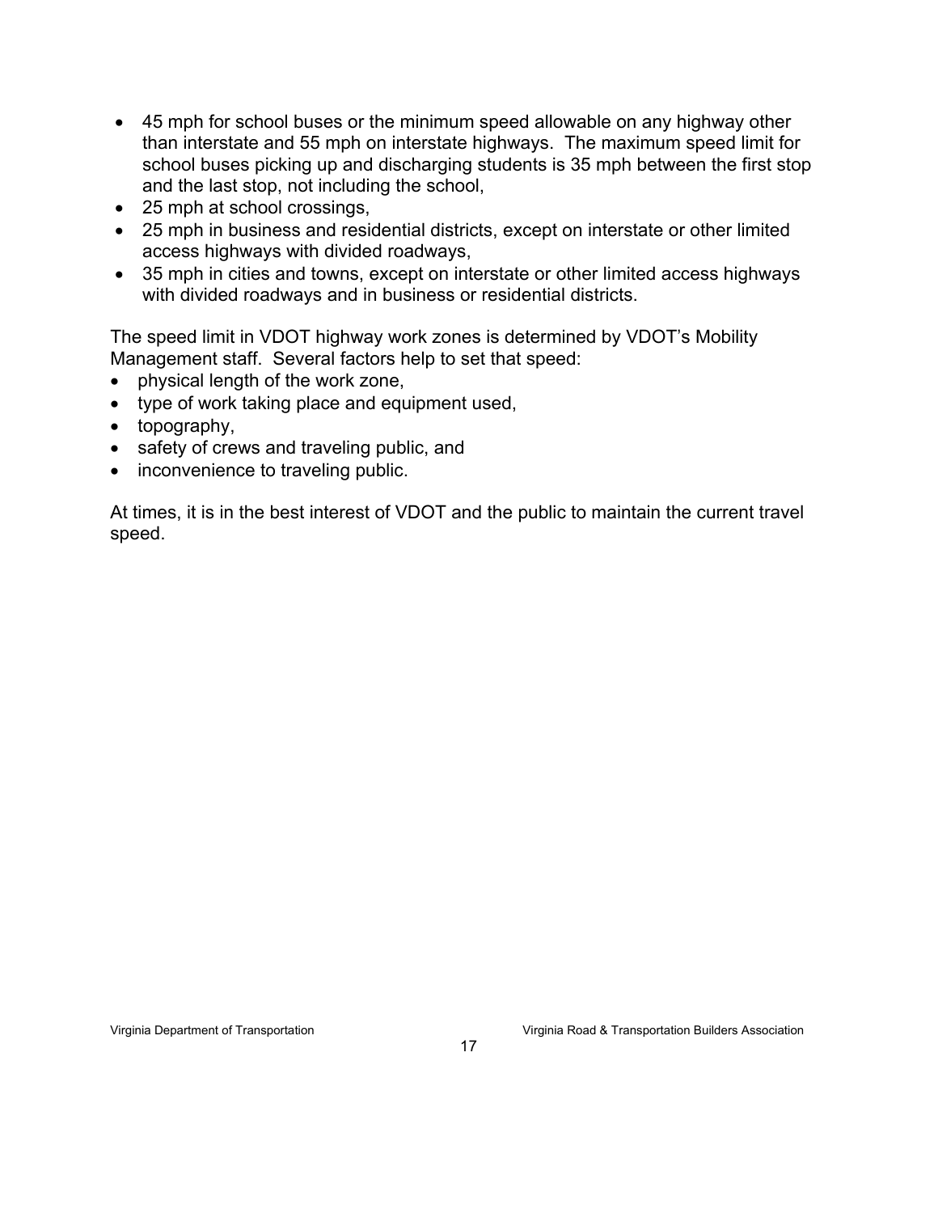- 45 mph for school buses or the minimum speed allowable on any highway other than interstate and 55 mph on interstate highways. The maximum speed limit for school buses picking up and discharging students is 35 mph between the first stop and the last stop, not including the school,
- 25 mph at school crossings,
- 25 mph in business and residential districts, except on interstate or other limited access highways with divided roadways,
- 35 mph in cities and towns, except on interstate or other limited access highways with divided roadways and in business or residential districts.

The speed limit in VDOT highway work zones is determined by VDOT's Mobility Management staff. Several factors help to set that speed:

- physical length of the work zone,
- type of work taking place and equipment used,
- topography,
- safety of crews and traveling public, and
- inconvenience to traveling public.

At times, it is in the best interest of VDOT and the public to maintain the current travel speed.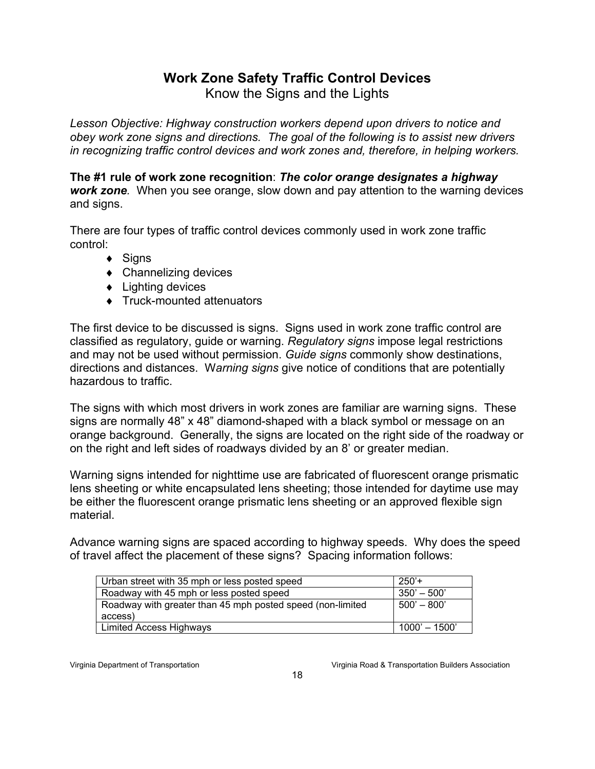# Work Zone Safety Traffic Control Devices

## Know the Signs and the Lights

*Lesson Objective: Highway construction workers depend upon drivers to notice and obey work zone signs and directions. The goal of the following is to assist new drivers in recognizing traffic control devices and work zones and, therefore, in helping workers.*

**The #1 rule of work zone recognition**: ***The color orange designates a highway work zone***. When you see orange, slow down and pay attention to the warning devices and signs.

There are four types of traffic control devices commonly used in work zone traffic control:

- Signs
- Channelizing devices
- Lighting devices
- Truck-mounted attenuators

The first device to be discussed is signs. Signs used in work zone traffic control are classified as regulatory, guide or warning. *Regulatory signs* impose legal restrictions and may not be used without permission. *Guide signs* commonly show destinations, directions and distances. W*arning signs* give notice of conditions that are potentially hazardous to traffic.

The signs with which most drivers in work zones are familiar are warning signs. These signs are normally 48" x 48" diamond-shaped with a black symbol or message on an orange background. Generally, the signs are located on the right side of the roadway or on the right and left sides of roadways divided by an 8' or greater median.

Warning signs intended for nighttime use are fabricated of fluorescent orange prismatic lens sheeting or white encapsulated lens sheeting; those intended for daytime use may be either the fluorescent orange prismatic lens sheeting or an approved flexible sign material.

Advance warning signs are spaced according to highway speeds. Why does the speed of travel affect the placement of these signs? Spacing information follows:

| | |
|---|---|
| Urban street with 35 mph or less posted speed | 250'+ |
| Roadway with 45 mph or less posted speed | 350' – 500' |
| Roadway with greater than 45 mph posted speed (non-limited access) | 500' – 800' |
| Limited Access Highways | 1000' – 1500' |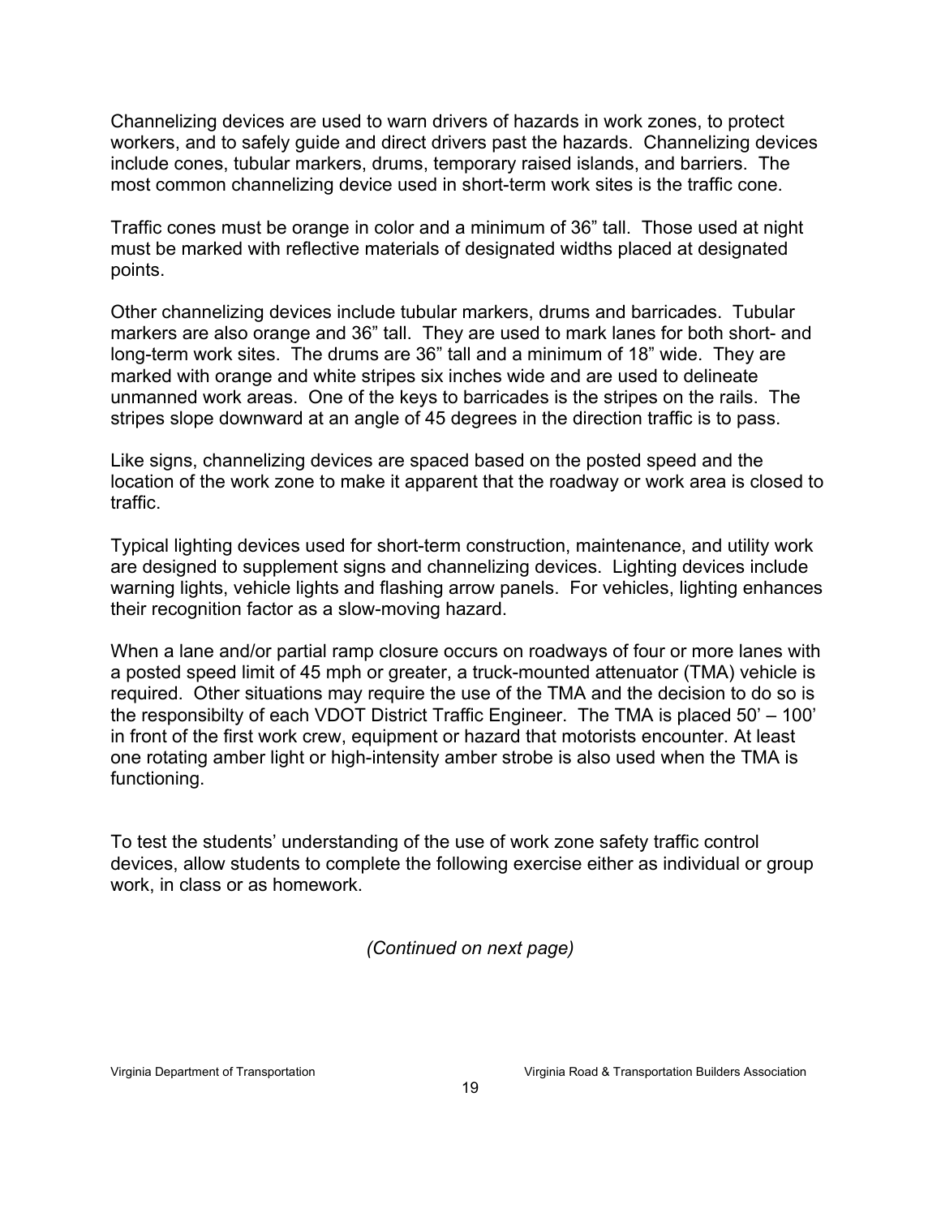Channelizing devices are used to warn drivers of hazards in work zones, to protect workers, and to safely guide and direct drivers past the hazards. Channelizing devices include cones, tubular markers, drums, temporary raised islands, and barriers. The most common channelizing device used in short-term work sites is the traffic cone.

Traffic cones must be orange in color and a minimum of 36" tall. Those used at night must be marked with reflective materials of designated widths placed at designated points.

Other channelizing devices include tubular markers, drums and barricades. Tubular markers are also orange and 36" tall. They are used to mark lanes for both short- and long-term work sites. The drums are 36" tall and a minimum of 18" wide. They are marked with orange and white stripes six inches wide and are used to delineate unmanned work areas. One of the keys to barricades is the stripes on the rails. The stripes slope downward at an angle of 45 degrees in the direction traffic is to pass.

Like signs, channelizing devices are spaced based on the posted speed and the location of the work zone to make it apparent that the roadway or work area is closed to traffic.

Typical lighting devices used for short-term construction, maintenance, and utility work are designed to supplement signs and channelizing devices. Lighting devices include warning lights, vehicle lights and flashing arrow panels. For vehicles, lighting enhances their recognition factor as a slow-moving hazard.

When a lane and/or partial ramp closure occurs on roadways of four or more lanes with a posted speed limit of 45 mph or greater, a truck-mounted attenuator (TMA) vehicle is required. Other situations may require the use of the TMA and the decision to do so is the responsibilty of each VDOT District Traffic Engineer. The TMA is placed 50' – 100' in front of the first work crew, equipment or hazard that motorists encounter. At least one rotating amber light or high-intensity amber strobe is also used when the TMA is functioning.

To test the students' understanding of the use of work zone safety traffic control devices, allow students to complete the following exercise either as individual or group work, in class or as homework.

*(Continued on next page)*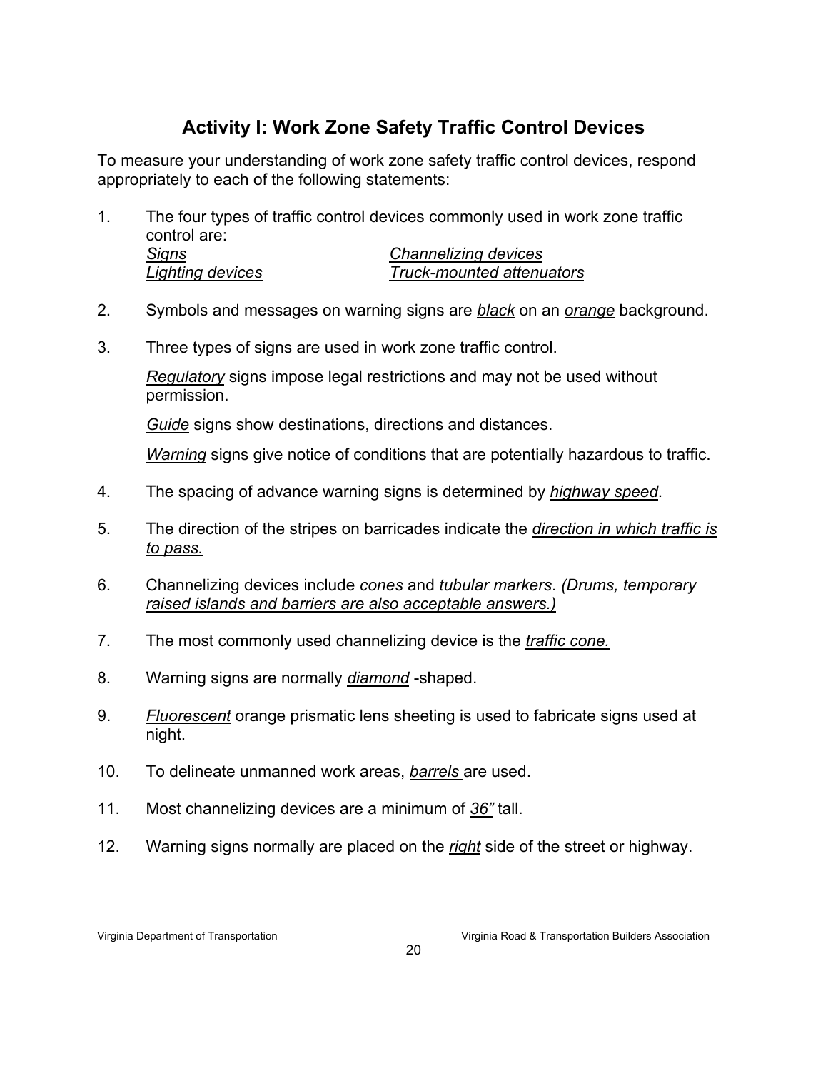## Activity I: Work Zone Safety Traffic Control Devices

To measure your understanding of work zone safety traffic control devices, respond appropriately to each of the following statements:

1. The four types of traffic control devices commonly used in work zone traffic control are:
   *Signs* — *Channelizing devices*
   *Lighting devices* — *Truck-mounted attenuators*

2. Symbols and messages on warning signs are *black* on an *orange* background.

3. Three types of signs are used in work zone traffic control.

   *Regulatory* signs impose legal restrictions and may not be used without permission.

   *Guide* signs show destinations, directions and distances.

   *Warning* signs give notice of conditions that are potentially hazardous to traffic.

4. The spacing of advance warning signs is determined by *highway speed*.

5. The direction of the stripes on barricades indicate the *direction in which traffic is to pass.*

6. Channelizing devices include *cones* and *tubular markers*. *(Drums, temporary raised islands and barriers are also acceptable answers.)*

7. The most commonly used channelizing device is the *traffic cone.*

8. Warning signs are normally *diamond* -shaped.

9. *Fluorescent* orange prismatic lens sheeting is used to fabricate signs used at night.

10. To delineate unmanned work areas, *barrels* are used.

11. Most channelizing devices are a minimum of *36"* tall.

12. Warning signs normally are placed on the *right* side of the street or highway.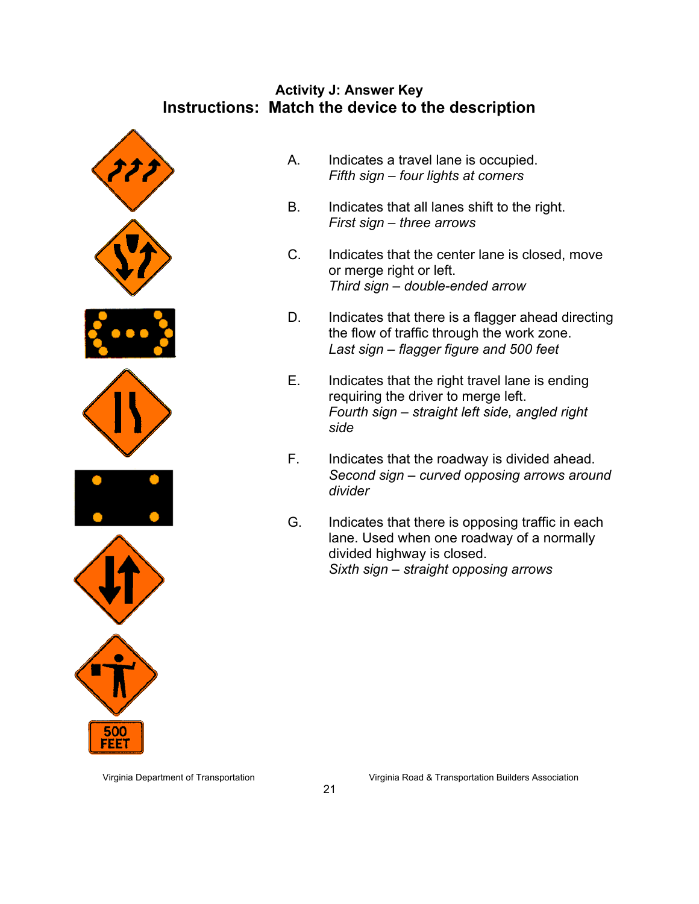**Activity J: Answer Key**

## Instructions: Match the device to the description

A. Indicates a travel lane is occupied.
*Fifth sign – four lights at corners*

B. Indicates that all lanes shift to the right.
*First sign – three arrows*

C. Indicates that the center lane is closed, move or merge right or left.
*Third sign – double-ended arrow*

D. Indicates that there is a flagger ahead directing the flow of traffic through the work zone.
*Last sign – flagger figure and 500 feet*

E. Indicates that the right travel lane is ending requiring the driver to merge left.
*Fourth sign – straight left side, angled right side*

F. Indicates that the roadway is divided ahead.
*Second sign – curved opposing arrows around divider*

G. Indicates that there is opposing traffic in each lane. Used when one roadway of a normally divided highway is closed.
*Sixth sign – straight opposing arrows*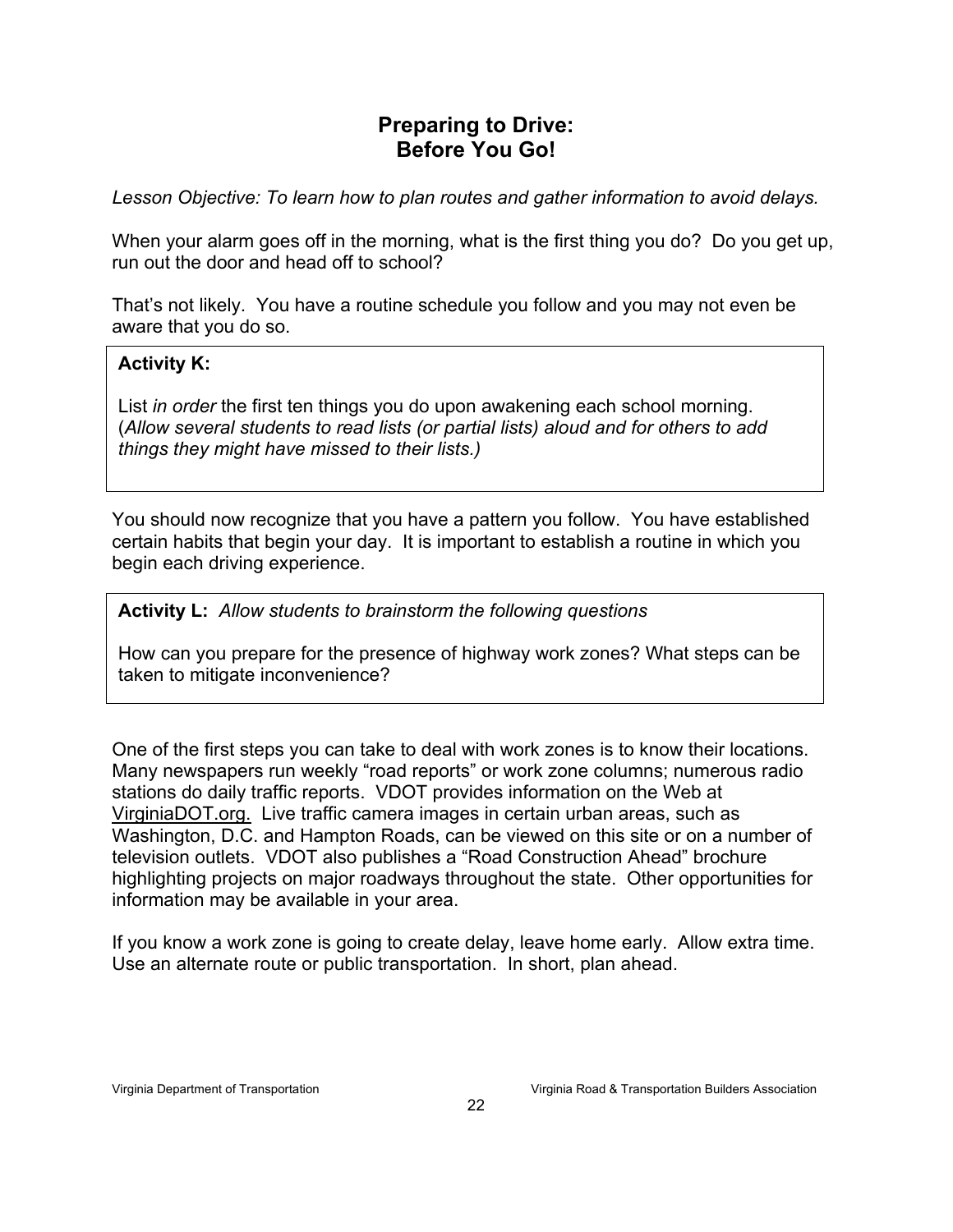# Preparing to Drive: Before You Go!

*Lesson Objective: To learn how to plan routes and gather information to avoid delays.*

When your alarm goes off in the morning, what is the first thing you do? Do you get up, run out the door and head off to school?

That's not likely. You have a routine schedule you follow and you may not even be aware that you do so.

**Activity K:**

List *in order* the first ten things you do upon awakening each school morning. (*Allow several students to read lists (or partial lists) aloud and for others to add things they might have missed to their lists.)*

You should now recognize that you have a pattern you follow. You have established certain habits that begin your day. It is important to establish a routine in which you begin each driving experience.

**Activity L:** *Allow students to brainstorm the following questions*

How can you prepare for the presence of highway work zones? What steps can be taken to mitigate inconvenience?

One of the first steps you can take to deal with work zones is to know their locations. Many newspapers run weekly "road reports" or work zone columns; numerous radio stations do daily traffic reports. VDOT provides information on the Web at VirginiaDOT.org. Live traffic camera images in certain urban areas, such as Washington, D.C. and Hampton Roads, can be viewed on this site or on a number of television outlets. VDOT also publishes a "Road Construction Ahead" brochure highlighting projects on major roadways throughout the state. Other opportunities for information may be available in your area.

If you know a work zone is going to create delay, leave home early. Allow extra time. Use an alternate route or public transportation. In short, plan ahead.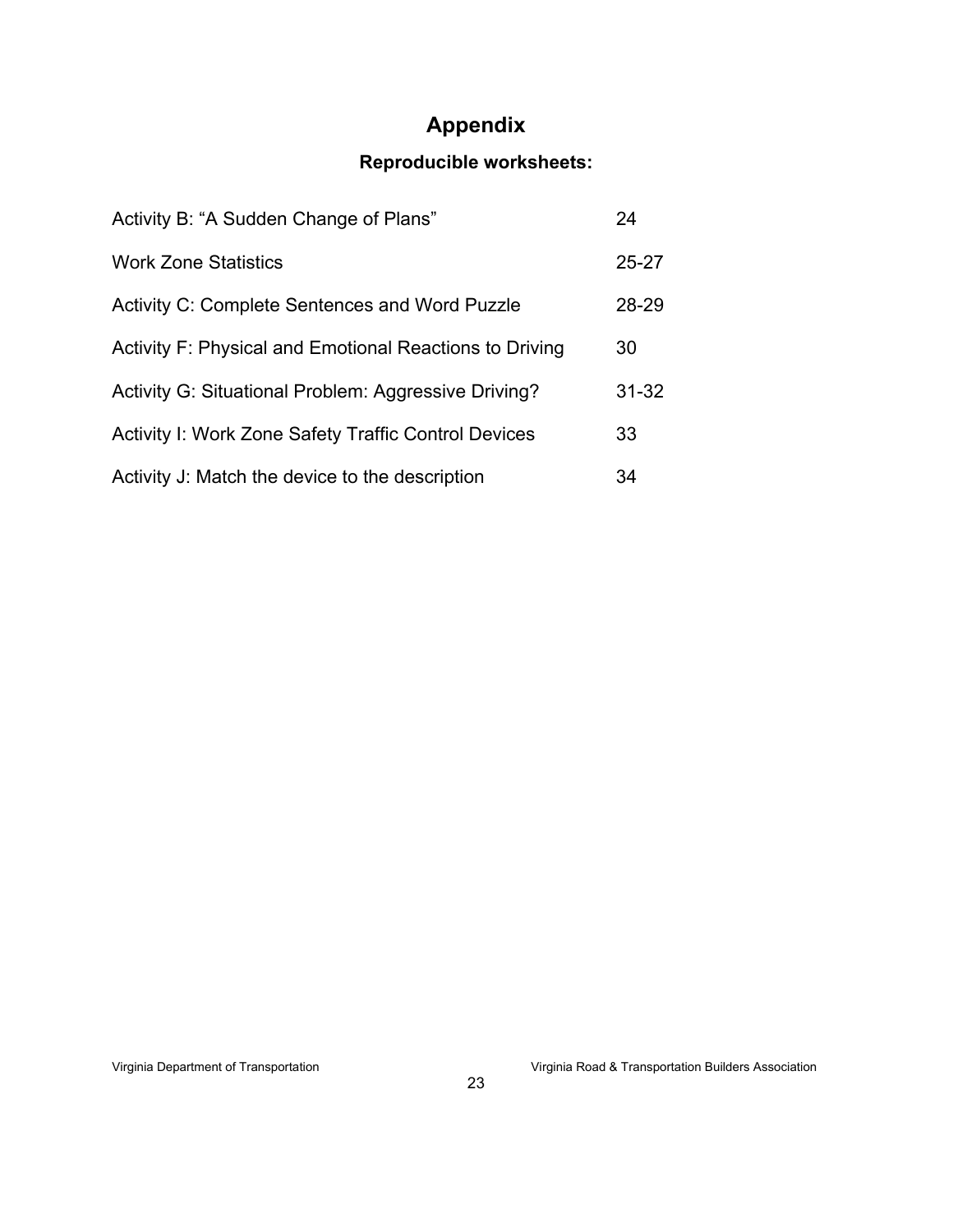# Appendix

## Reproducible worksheets:

| | |
|---|---|
| Activity B: "A Sudden Change of Plans" | 24 |
| Work Zone Statistics | 25-27 |
| Activity C: Complete Sentences and Word Puzzle | 28-29 |
| Activity F: Physical and Emotional Reactions to Driving | 30 |
| Activity G: Situational Problem: Aggressive Driving? | 31-32 |
| Activity I: Work Zone Safety Traffic Control Devices | 33 |
| Activity J: Match the device to the description | 34 |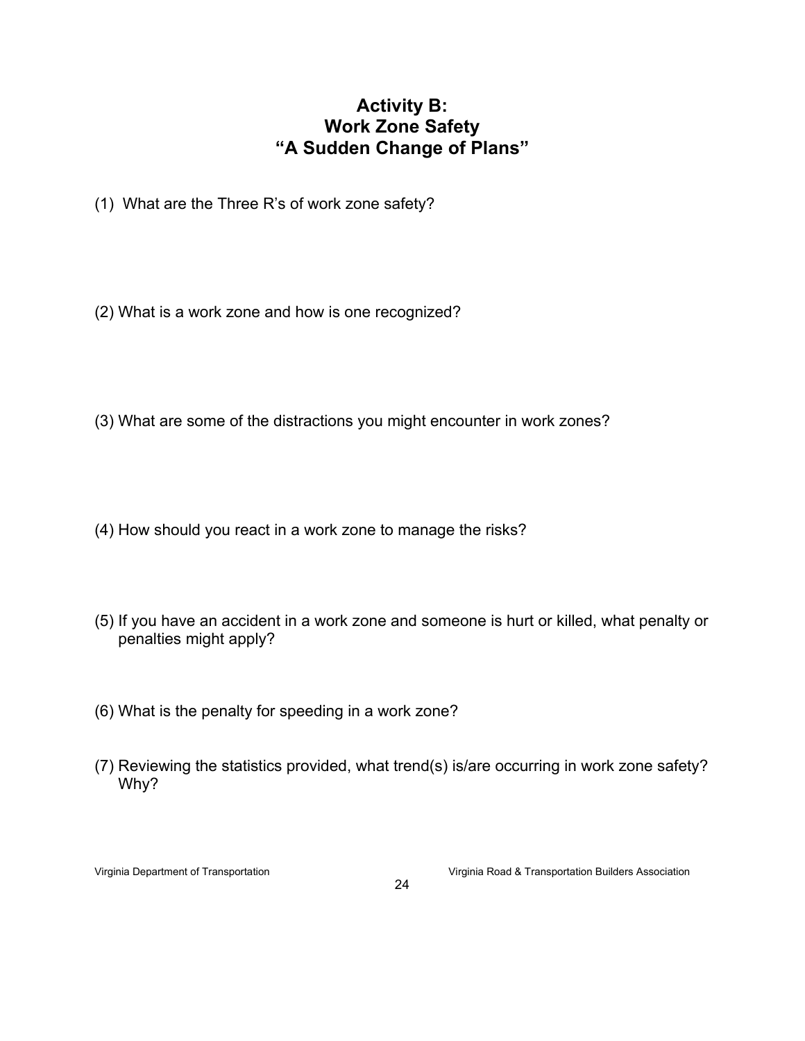## Activity B:
## Work Zone Safety
## "A Sudden Change of Plans"

(1) What are the Three R's of work zone safety?

(2) What is a work zone and how is one recognized?

(3) What are some of the distractions you might encounter in work zones?

(4) How should you react in a work zone to manage the risks?

(5) If you have an accident in a work zone and someone is hurt or killed, what penalty or penalties might apply?

(6) What is the penalty for speeding in a work zone?

(7) Reviewing the statistics provided, what trend(s) is/are occurring in work zone safety? Why?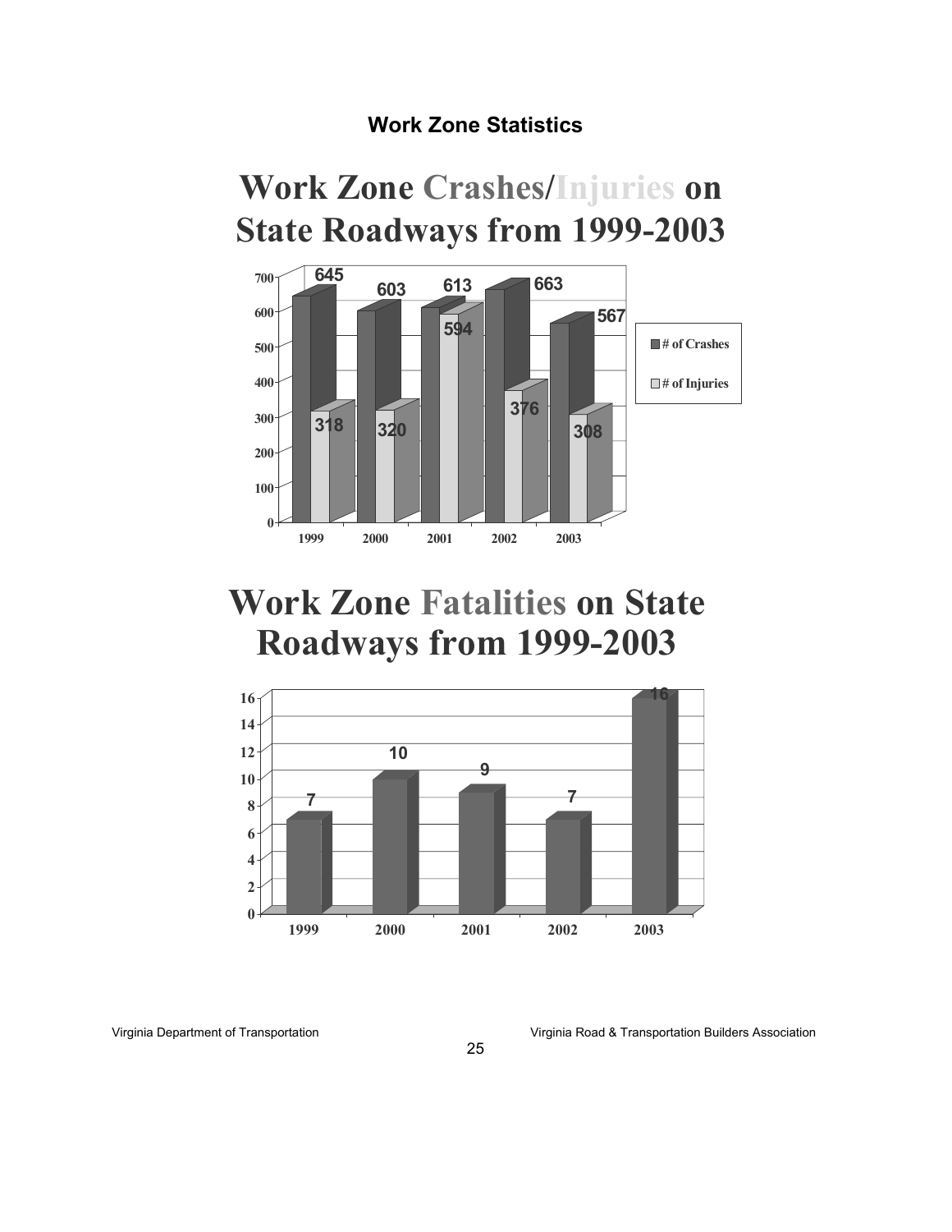## Work Zone Statistics

# Work Zone Crashes/Injuries on State Roadways from 1999-2003

| Year | # of Crashes | # of Injuries |
|---|---|---|
| 1999 | 645 | 318 |
| 2000 | 603 | 320 |
| 2001 | 613 | 594 |
| 2002 | 663 | 376 |
| 2003 | 567 | 308 |

# Work Zone Fatalities on State Roadways from 1999-2003

| Year | Fatalities |
|---|---|
| 1999 | 7 |
| 2000 | 10 |
| 2001 | 9 |
| 2002 | 7 |
| 2003 | 16 |

Virginia Department of Transportation Virginia Road & Transportation Builders Association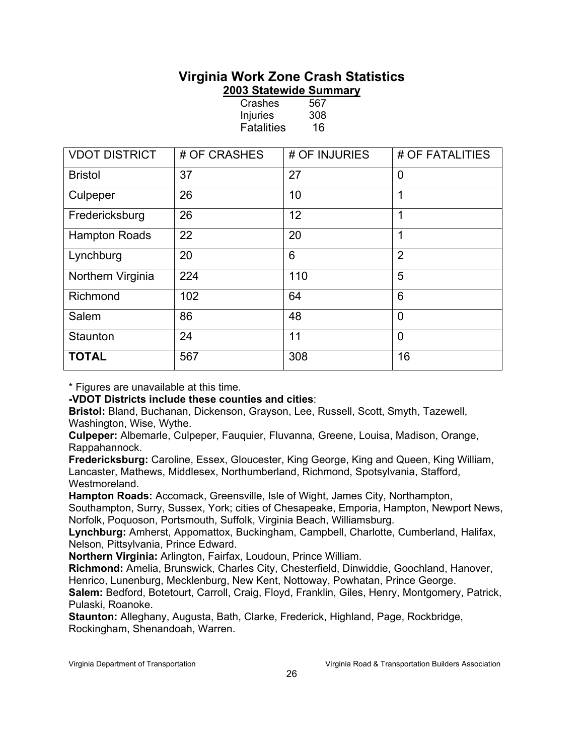# Virginia Work Zone Crash Statistics

## 2003 Statewide Summary

| | |
|---|---|
| Crashes | 567 |
| Injuries | 308 |
| Fatalities | 16 |

| VDOT DISTRICT | # OF CRASHES | # OF INJURIES | # OF FATALITIES |
|---|---|---|---|
| Bristol | 37 | 27 | 0 |
| Culpeper | 26 | 10 | 1 |
| Fredericksburg | 26 | 12 | 1 |
| Hampton Roads | 22 | 20 | 1 |
| Lynchburg | 20 | 6 | 2 |
| Northern Virginia | 224 | 110 | 5 |
| Richmond | 102 | 64 | 6 |
| Salem | 86 | 48 | 0 |
| Staunton | 24 | 11 | 0 |
| **TOTAL** | 567 | 308 | 16 |

* Figures are unavailable at this time.

**-VDOT Districts include these counties and cities**:

**Bristol:** Bland, Buchanan, Dickenson, Grayson, Lee, Russell, Scott, Smyth, Tazewell, Washington, Wise, Wythe.

**Culpeper:** Albemarle, Culpeper, Fauquier, Fluvanna, Greene, Louisa, Madison, Orange, Rappahannock.

**Fredericksburg:** Caroline, Essex, Gloucester, King George, King and Queen, King William, Lancaster, Mathews, Middlesex, Northumberland, Richmond, Spotsylvania, Stafford, Westmoreland.

**Hampton Roads:** Accomack, Greensville, Isle of Wight, James City, Northampton, Southampton, Surry, Sussex, York; cities of Chesapeake, Emporia, Hampton, Newport News, Norfolk, Poquoson, Portsmouth, Suffolk, Virginia Beach, Williamsburg.

**Lynchburg:** Amherst, Appomattox, Buckingham, Campbell, Charlotte, Cumberland, Halifax, Nelson, Pittsylvania, Prince Edward.

**Northern Virginia:** Arlington, Fairfax, Loudoun, Prince William.

**Richmond:** Amelia, Brunswick, Charles City, Chesterfield, Dinwiddie, Goochland, Hanover, Henrico, Lunenburg, Mecklenburg, New Kent, Nottoway, Powhatan, Prince George.

**Salem:** Bedford, Botetourt, Carroll, Craig, Floyd, Franklin, Giles, Henry, Montgomery, Patrick, Pulaski, Roanoke.

**Staunton:** Alleghany, Augusta, Bath, Clarke, Frederick, Highland, Page, Rockbridge, Rockingham, Shenandoah, Warren.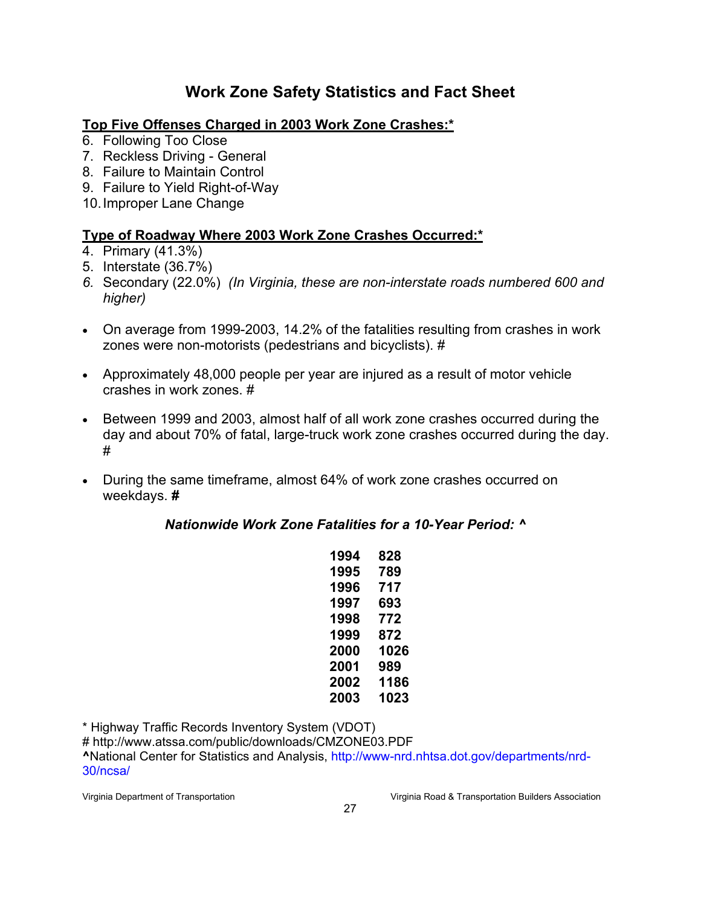# Work Zone Safety Statistics and Fact Sheet

**Top Five Offenses Charged in 2003 Work Zone Crashes:***

6. Following Too Close
7. Reckless Driving - General
8. Failure to Maintain Control
9. Failure to Yield Right-of-Way
10. Improper Lane Change

**Type of Roadway Where 2003 Work Zone Crashes Occurred:***

4. Primary (41.3%)
5. Interstate (36.7%)
6. Secondary (22.0%) *(In Virginia, these are non-interstate roads numbered 600 and higher)*

- On average from 1999-2003, 14.2% of the fatalities resulting from crashes in work zones were non-motorists (pedestrians and bicyclists). #
- Approximately 48,000 people per year are injured as a result of motor vehicle crashes in work zones. #
- Between 1999 and 2003, almost half of all work zone crashes occurred during the day and about 70% of fatal, large-truck work zone crashes occurred during the day. #
- During the same timeframe, almost 64% of work zone crashes occurred on weekdays. **#**

***Nationwide Work Zone Fatalities for a 10-Year Period: ^***

| Year | Fatalities |
|---|---|
| **1994** | **828** |
| **1995** | **789** |
| **1996** | **717** |
| **1997** | **693** |
| **1998** | **772** |
| **1999** | **872** |
| **2000** | **1026** |
| **2001** | **989** |
| **2002** | **1186** |
| **2003** | **1023** |

\* Highway Traffic Records Inventory System (VDOT)
# http://www.atssa.com/public/downloads/CMZONE03.PDF
**^**National Center for Statistics and Analysis, http://www-nrd.nhtsa.dot.gov/departments/nrd-30/ncsa/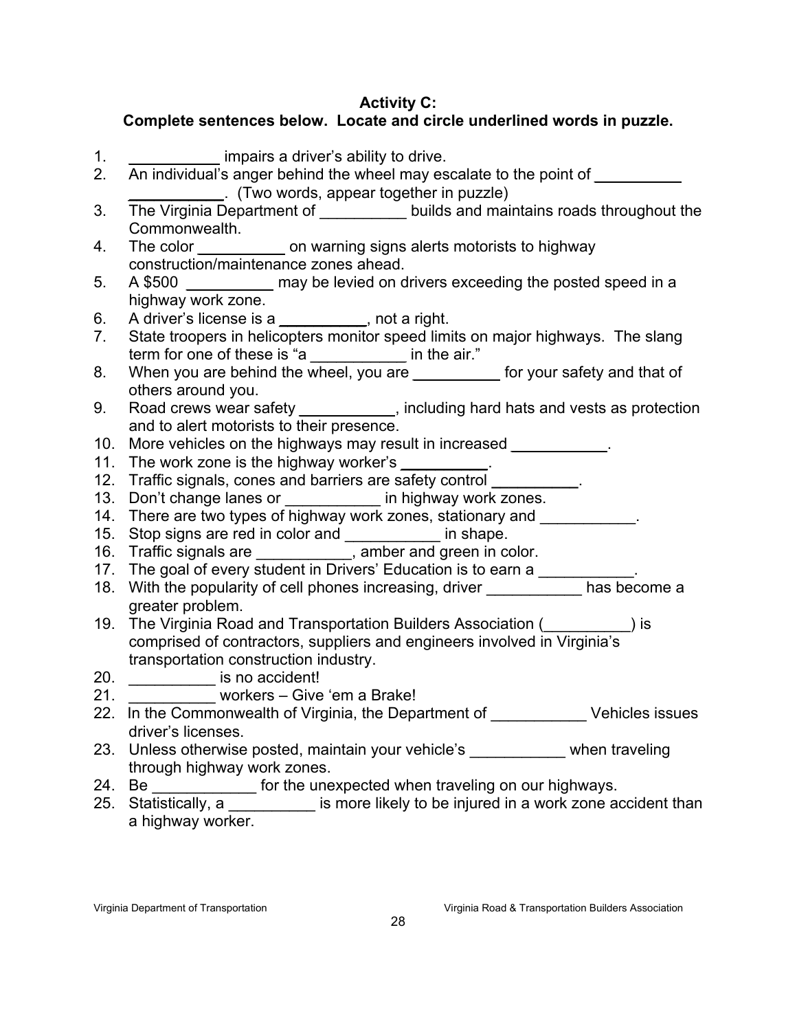**Activity C:**
**Complete sentences below. Locate and circle underlined words in puzzle.**

1. __________ impairs a driver's ability to drive.
2. An individual's anger behind the wheel may escalate to the point of __________ __________. (Two words, appear together in puzzle)
3. The Virginia Department of __________ builds and maintains roads throughout the Commonwealth.
4. The color __________ on warning signs alerts motorists to highway construction/maintenance zones ahead.
5. A $500 __________ may be levied on drivers exceeding the posted speed in a highway work zone.
6. A driver's license is a __________, not a right.
7. State troopers in helicopters monitor speed limits on major highways. The slang term for one of these is "a ___________ in the air."
8. When you are behind the wheel, you are __________ for your safety and that of others around you.
9. Road crews wear safety ___________, including hard hats and vests as protection and to alert motorists to their presence.
10. More vehicles on the highways may result in increased ___________.
11. The work zone is the highway worker's __________.
12. Traffic signals, cones and barriers are safety control __________.
13. Don't change lanes or ___________ in highway work zones.
14. There are two types of highway work zones, stationary and ___________.
15. Stop signs are red in color and ___________ in shape.
16. Traffic signals are ___________, amber and green in color.
17. The goal of every student in Drivers' Education is to earn a ___________.
18. With the popularity of cell phones increasing, driver ___________ has become a greater problem.
19. The Virginia Road and Transportation Builders Association (__________) is comprised of contractors, suppliers and engineers involved in Virginia's transportation construction industry.
20. __________ is no accident!
21. __________ workers – Give 'em a Brake!
22. In the Commonwealth of Virginia, the Department of ___________ Vehicles issues driver's licenses.
23. Unless otherwise posted, maintain your vehicle's ___________ when traveling through highway work zones.
24. Be ____________ for the unexpected when traveling on our highways.
25. Statistically, a __________ is more likely to be injured in a work zone accident than a highway worker.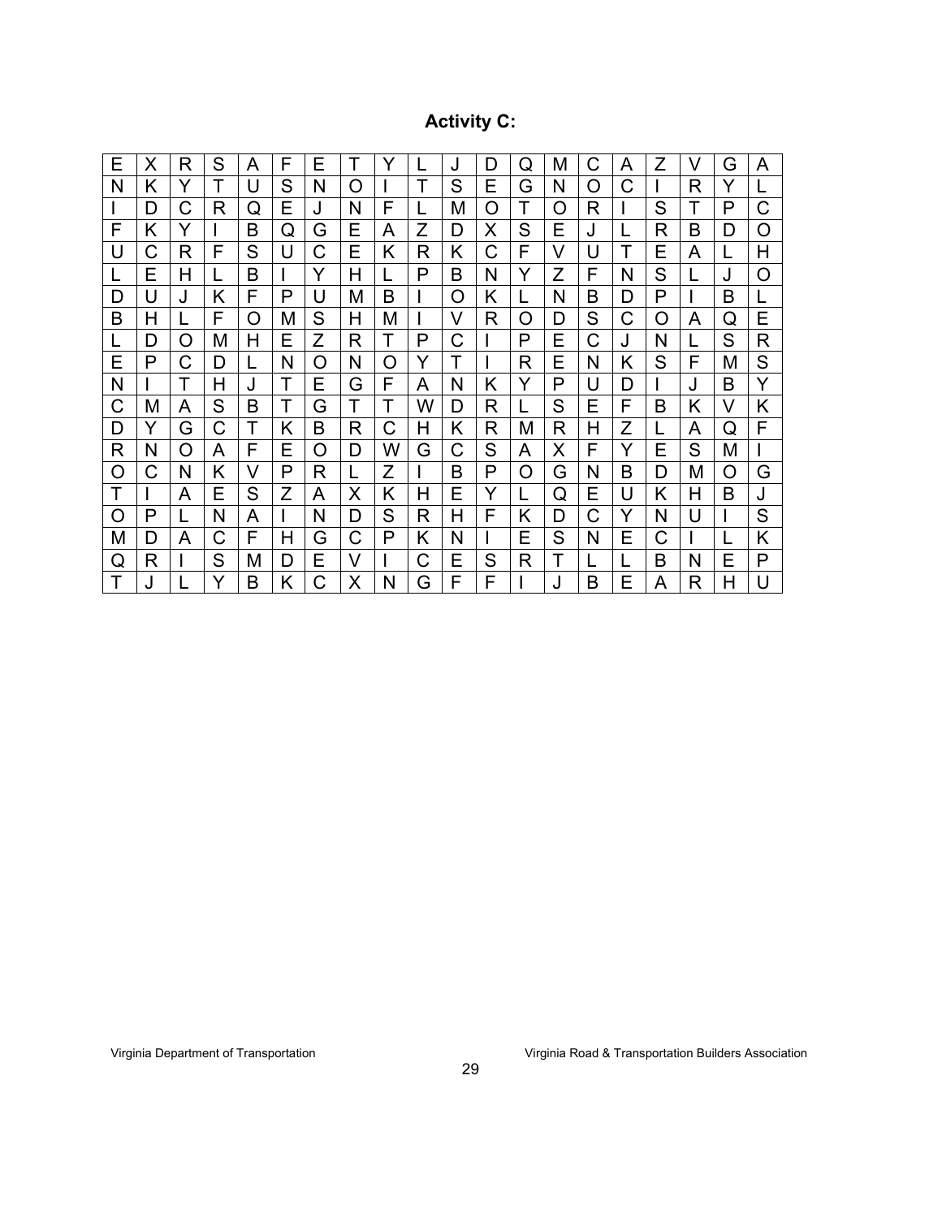## Activity C:

| | | | | | | | | | | | | | | | | | | | |
|---|---|---|---|---|---|---|---|---|---|---|---|---|---|---|---|---|---|---|---|
| E | X | R | S | A | F | E | T | Y | L | J | D | Q | M | C | A | Z | V | G | A |
| N | K | Y | T | U | S | N | O | I | T | S | E | G | N | O | C | I | R | Y | L |
| I | D | C | R | Q | E | J | N | F | L | M | O | T | O | R | I | S | T | P | C |
| F | K | Y | I | B | Q | G | E | A | Z | D | X | S | E | J | L | R | B | D | O |
| U | C | R | F | S | U | C | E | K | R | K | C | F | V | U | T | E | A | L | H |
| L | E | H | L | B | I | Y | H | L | P | B | N | Y | Z | F | N | S | L | J | O |
| D | U | J | K | F | P | U | M | B | I | O | K | L | N | B | D | P | I | B | L |
| B | H | L | F | O | M | S | H | M | I | V | R | O | D | S | C | O | A | Q | E |
| L | D | O | M | H | E | Z | R | T | P | C | I | P | E | C | J | N | L | S | R |
| E | P | C | D | L | N | O | N | O | Y | T | I | R | E | N | K | S | F | M | S |
| N | I | T | H | J | T | E | G | F | A | N | K | Y | P | U | D | I | J | B | Y |
| C | M | A | S | B | T | G | T | T | W | D | R | L | S | E | F | B | K | V | K |
| D | Y | G | C | T | K | B | R | C | H | K | R | M | R | H | Z | L | A | Q | F |
| R | N | O | A | F | E | O | D | W | G | C | S | A | X | F | Y | E | S | M | I |
| O | C | N | K | V | P | R | L | Z | I | B | P | O | G | N | B | D | M | O | G |
| T | I | A | E | S | Z | A | X | K | H | E | Y | L | Q | E | U | K | H | B | J |
| O | P | L | N | A | I | N | D | S | R | H | F | K | D | C | Y | N | U | I | S |
| M | D | A | C | F | H | G | C | P | K | N | I | E | S | N | E | C | I | L | K |
| Q | R | I | S | M | D | E | V | I | C | E | S | R | T | L | L | B | N | E | P |
| T | J | L | Y | B | K | C | X | N | G | F | F | I | J | B | E | A | R | H | U |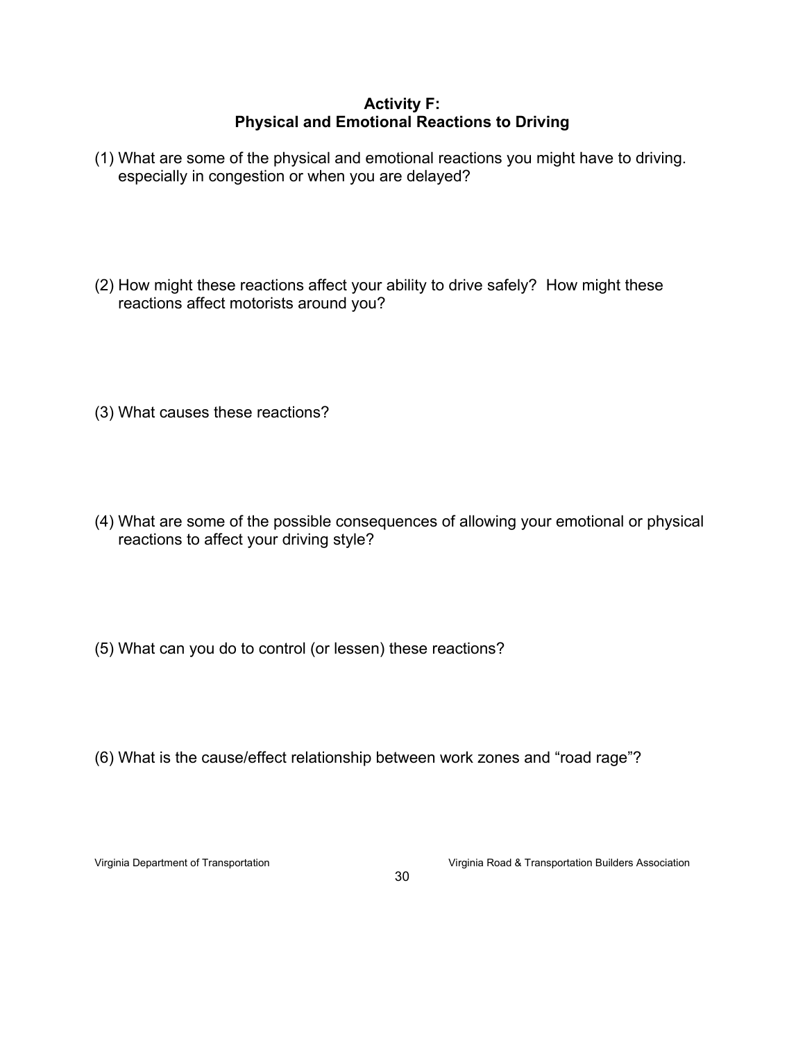## Activity F:
## Physical and Emotional Reactions to Driving

(1) What are some of the physical and emotional reactions you might have to driving. especially in congestion or when you are delayed?

(2) How might these reactions affect your ability to drive safely? How might these reactions affect motorists around you?

(3) What causes these reactions?

(4) What are some of the possible consequences of allowing your emotional or physical reactions to affect your driving style?

(5) What can you do to control (or lessen) these reactions?

(6) What is the cause/effect relationship between work zones and “road rage”?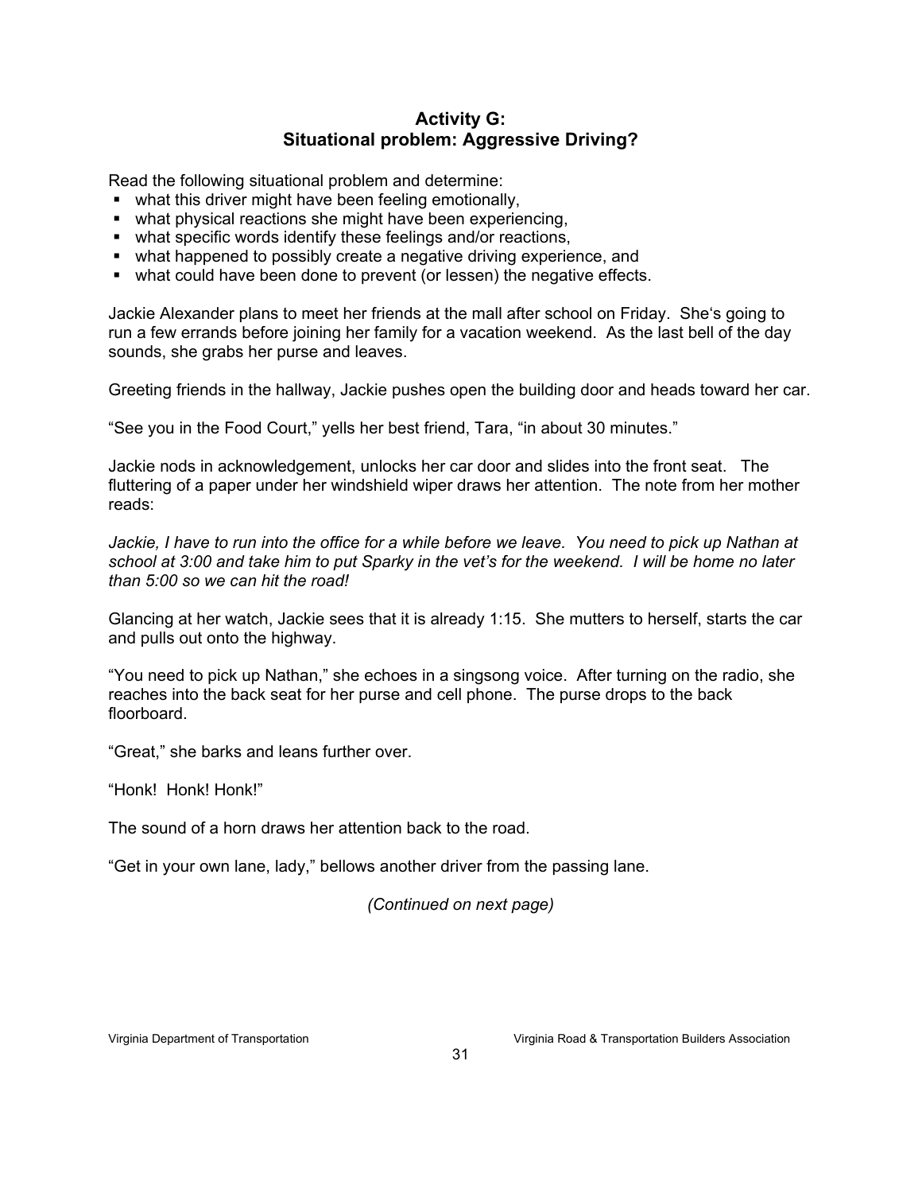## Activity G:
## Situational problem: Aggressive Driving?

Read the following situational problem and determine:

- what this driver might have been feeling emotionally,
- what physical reactions she might have been experiencing,
- what specific words identify these feelings and/or reactions,
- what happened to possibly create a negative driving experience, and
- what could have been done to prevent (or lessen) the negative effects.

Jackie Alexander plans to meet her friends at the mall after school on Friday. She's going to run a few errands before joining her family for a vacation weekend. As the last bell of the day sounds, she grabs her purse and leaves.

Greeting friends in the hallway, Jackie pushes open the building door and heads toward her car.

"See you in the Food Court," yells her best friend, Tara, "in about 30 minutes."

Jackie nods in acknowledgement, unlocks her car door and slides into the front seat. The fluttering of a paper under her windshield wiper draws her attention. The note from her mother reads:

*Jackie, I have to run into the office for a while before we leave. You need to pick up Nathan at school at 3:00 and take him to put Sparky in the vet's for the weekend. I will be home no later than 5:00 so we can hit the road!*

Glancing at her watch, Jackie sees that it is already 1:15. She mutters to herself, starts the car and pulls out onto the highway.

"You need to pick up Nathan," she echoes in a singsong voice. After turning on the radio, she reaches into the back seat for her purse and cell phone. The purse drops to the back floorboard.

"Great," she barks and leans further over.

"Honk! Honk! Honk!"

The sound of a horn draws her attention back to the road.

"Get in your own lane, lady," bellows another driver from the passing lane.

*(Continued on next page)*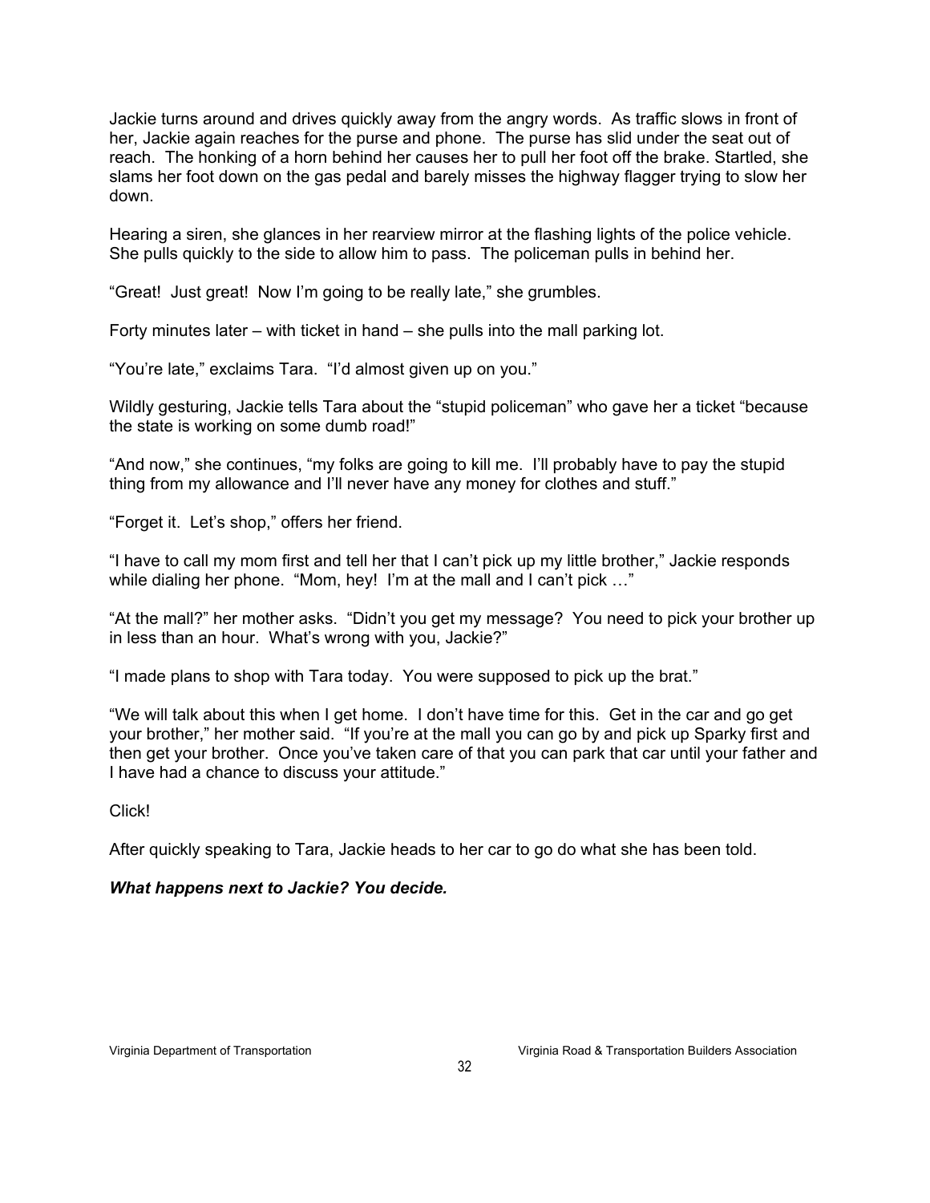Jackie turns around and drives quickly away from the angry words. As traffic slows in front of her, Jackie again reaches for the purse and phone. The purse has slid under the seat out of reach. The honking of a horn behind her causes her to pull her foot off the brake. Startled, she slams her foot down on the gas pedal and barely misses the highway flagger trying to slow her down.

Hearing a siren, she glances in her rearview mirror at the flashing lights of the police vehicle. She pulls quickly to the side to allow him to pass. The policeman pulls in behind her.

“Great! Just great! Now I’m going to be really late,” she grumbles.

Forty minutes later – with ticket in hand – she pulls into the mall parking lot.

“You’re late,” exclaims Tara. “I’d almost given up on you.”

Wildly gesturing, Jackie tells Tara about the “stupid policeman” who gave her a ticket “because the state is working on some dumb road!”

“And now,” she continues, “my folks are going to kill me. I’ll probably have to pay the stupid thing from my allowance and I’ll never have any money for clothes and stuff.”

“Forget it. Let’s shop,” offers her friend.

“I have to call my mom first and tell her that I can’t pick up my little brother,” Jackie responds while dialing her phone. “Mom, hey! I’m at the mall and I can’t pick …”

“At the mall?” her mother asks. “Didn’t you get my message? You need to pick your brother up in less than an hour. What’s wrong with you, Jackie?”

“I made plans to shop with Tara today. You were supposed to pick up the brat.”

“We will talk about this when I get home. I don’t have time for this. Get in the car and go get your brother,” her mother said. “If you’re at the mall you can go by and pick up Sparky first and then get your brother. Once you’ve taken care of that you can park that car until your father and I have had a chance to discuss your attitude.”

Click!

After quickly speaking to Tara, Jackie heads to her car to go do what she has been told.

***What happens next to Jackie? You decide.***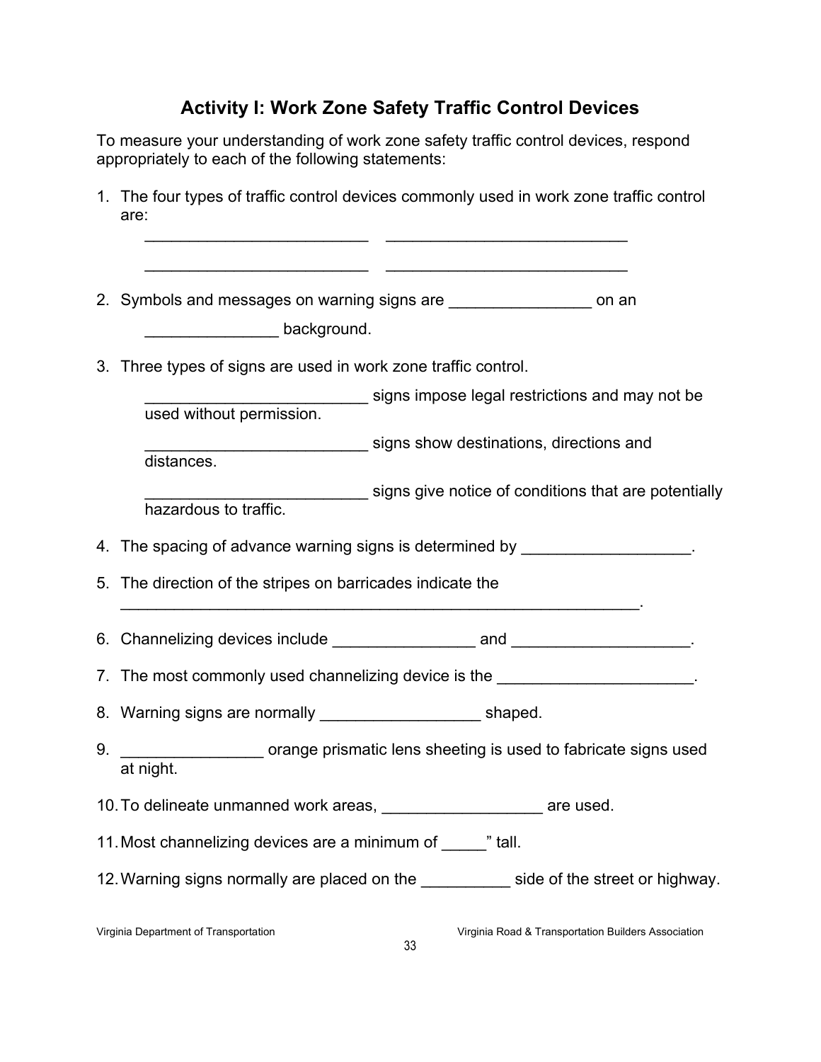## Activity I: Work Zone Safety Traffic Control Devices

To measure your understanding of work zone safety traffic control devices, respond appropriately to each of the following statements:

1. The four types of traffic control devices commonly used in work zone traffic control are:

   _________________________ ___________________________

   _________________________ ___________________________

2. Symbols and messages on warning signs are ________________ on an _______________ background.

3. Three types of signs are used in work zone traffic control.

   _________________________ signs impose legal restrictions and may not be used without permission.

   _________________________ signs show destinations, directions and distances.

   _________________________ signs give notice of conditions that are potentially hazardous to traffic.

4. The spacing of advance warning signs is determined by ___________________.

5. The direction of the stripes on barricades indicate the ___________________________________________________________.

6. Channelizing devices include ________________ and ____________________.

7. The most commonly used channelizing device is the ______________________.

8. Warning signs are normally __________________ shaped.

9. ________________ orange prismatic lens sheeting is used to fabricate signs used at night.

10. To delineate unmanned work areas, __________________ are used.

11. Most channelizing devices are a minimum of _____" tall.

12. Warning signs normally are placed on the __________ side of the street or highway.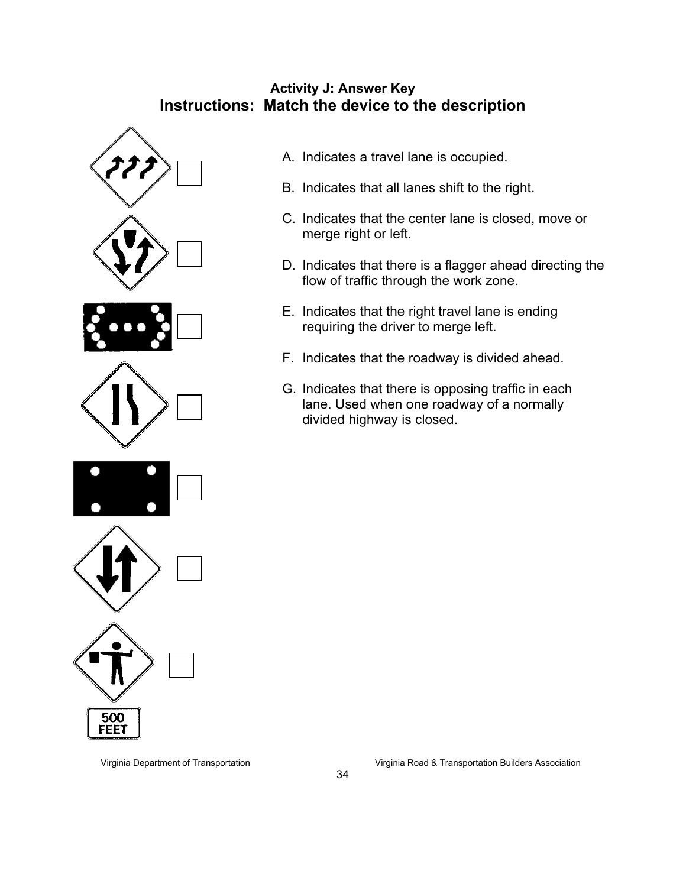### Activity J: Answer Key

## Instructions: Match the device to the description

A. Indicates a travel lane is occupied.

B. Indicates that all lanes shift to the right.

C. Indicates that the center lane is closed, move or merge right or left.

D. Indicates that there is a flagger ahead directing the flow of traffic through the work zone.

E. Indicates that the right travel lane is ending requiring the driver to merge left.

F. Indicates that the roadway is divided ahead.

G. Indicates that there is opposing traffic in each lane. Used when one roadway of a normally divided highway is closed.

500
FEET

Virginia Department of Transportation

Virginia Road & Transportation Builders Association